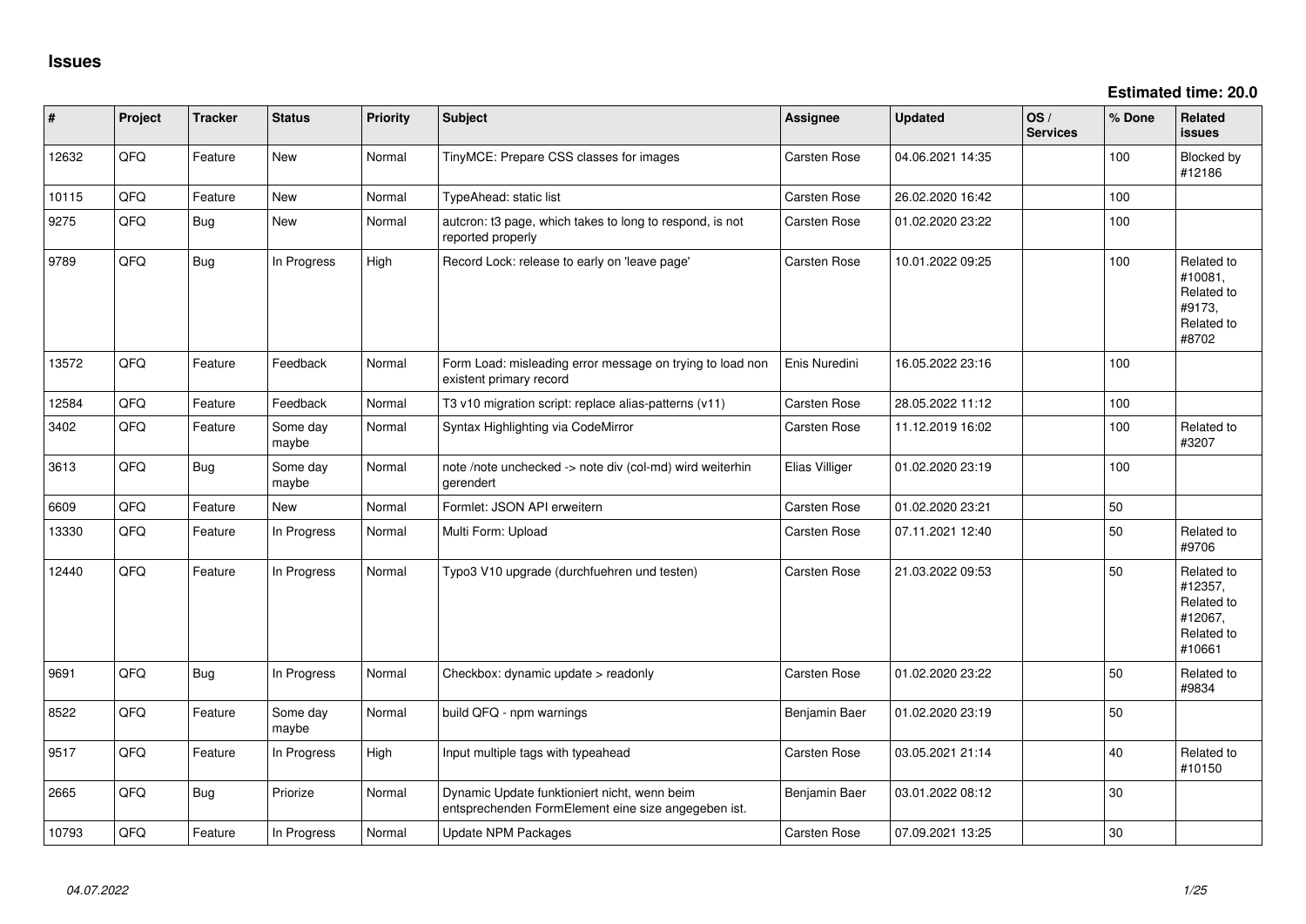# Issues

**Estimated time: 20.0**

| # | Project | Tracker | Status | Priority | Subject | Assignee | Updated | OS / Services | % Done | Related issues |
|---|---|---|---|---|---|---|---|---|---|---|
| 12632 | QFQ | Feature | New | Normal | TinyMCE: Prepare CSS classes for images | Carsten Rose | 04.06.2021 14:35 | | 100 | Blocked by #12186 |
| 10115 | QFQ | Feature | New | Normal | TypeAhead: static list | Carsten Rose | 26.02.2020 16:42 | | 100 | |
| 9275 | QFQ | Bug | New | Normal | autcron: t3 page, which takes to long to respond, is not reported properly | Carsten Rose | 01.02.2020 23:22 | | 100 | |
| 9789 | QFQ | Bug | In Progress | High | Record Lock: release to early on 'leave page' | Carsten Rose | 10.01.2022 09:25 | | 100 | Related to #10081, Related to #9173, Related to #8702 |
| 13572 | QFQ | Feature | Feedback | Normal | Form Load: misleading error message on trying to load non existent primary record | Enis Nuredini | 16.05.2022 23:16 | | 100 | |
| 12584 | QFQ | Feature | Feedback | Normal | T3 v10 migration script: replace alias-patterns (v11) | Carsten Rose | 28.05.2022 11:12 | | 100 | |
| 3402 | QFQ | Feature | Some day maybe | Normal | Syntax Highlighting via CodeMirror | Carsten Rose | 11.12.2019 16:02 | | 100 | Related to #3207 |
| 3613 | QFQ | Bug | Some day maybe | Normal | note /note unchecked -> note div (col-md) wird weiterhin gerendert | Elias Villiger | 01.02.2020 23:19 | | 100 | |
| 6609 | QFQ | Feature | New | Normal | Formlet: JSON API erweitern | Carsten Rose | 01.02.2020 23:21 | | 50 | |
| 13330 | QFQ | Feature | In Progress | Normal | Multi Form: Upload | Carsten Rose | 07.11.2021 12:40 | | 50 | Related to #9706 |
| 12440 | QFQ | Feature | In Progress | Normal | Typo3 V10 upgrade (durchfuehren und testen) | Carsten Rose | 21.03.2022 09:53 | | 50 | Related to #12357, Related to #12067, Related to #10661 |
| 9691 | QFQ | Bug | In Progress | Normal | Checkbox: dynamic update > readonly | Carsten Rose | 01.02.2020 23:22 | | 50 | Related to #9834 |
| 8522 | QFQ | Feature | Some day maybe | Normal | build QFQ - npm warnings | Benjamin Baer | 01.02.2020 23:19 | | 50 | |
| 9517 | QFQ | Feature | In Progress | High | Input multiple tags with typeahead | Carsten Rose | 03.05.2021 21:14 | | 40 | Related to #10150 |
| 2665 | QFQ | Bug | Priorize | Normal | Dynamic Update funktioniert nicht, wenn beim entsprechenden FormElement eine size angegeben ist. | Benjamin Baer | 03.01.2022 08:12 | | 30 | |
| 10793 | QFQ | Feature | In Progress | Normal | Update NPM Packages | Carsten Rose | 07.09.2021 13:25 | | 30 | |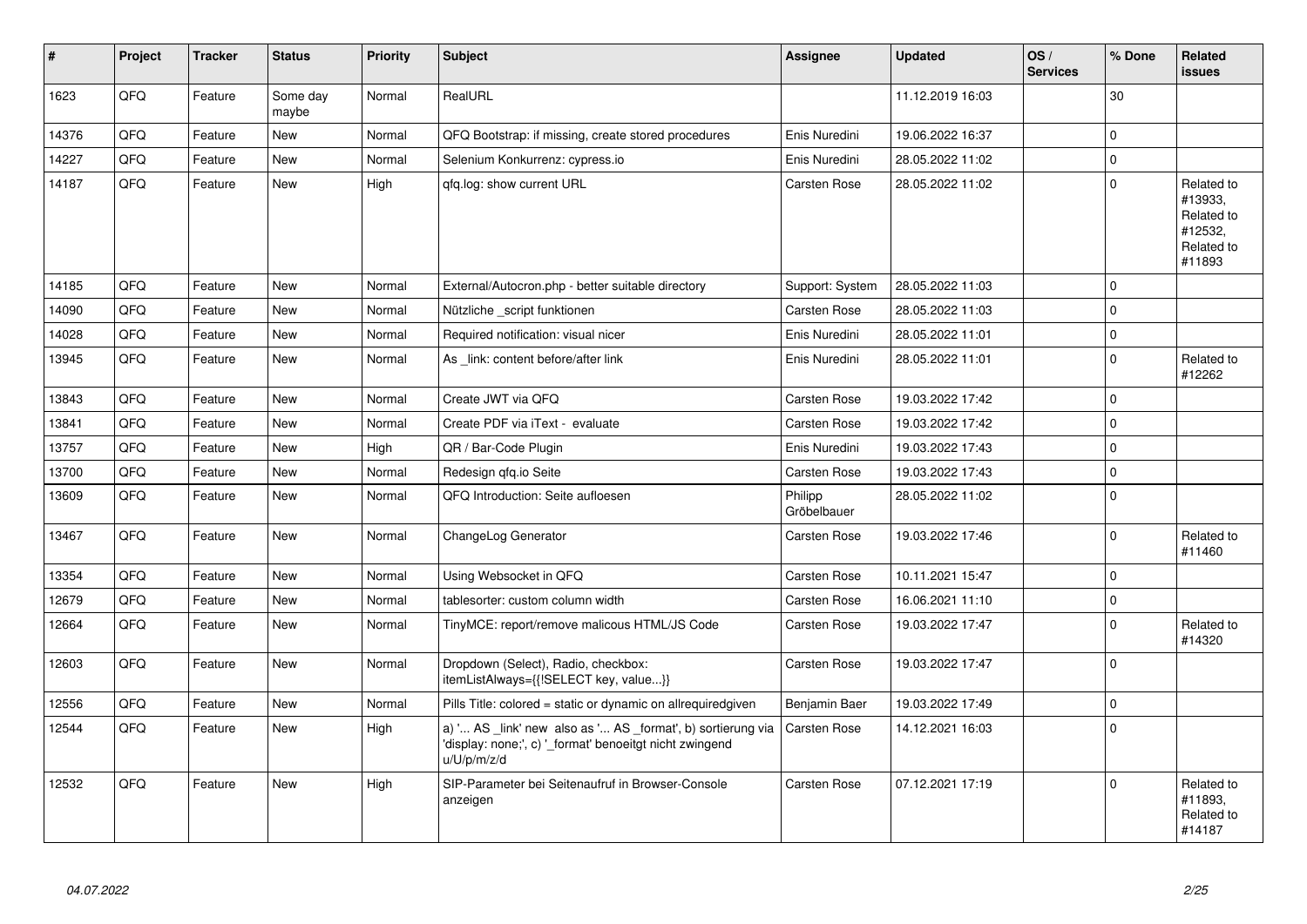| # | Project | Tracker | Status | Priority | Subject | Assignee | Updated | OS / Services | % Done | Related issues |
|---|---|---|---|---|---|---|---|---|---|---|
| 1623 | QFQ | Feature | Some day maybe | Normal | RealURL | | 11.12.2019 16:03 | | 30 | |
| 14376 | QFQ | Feature | New | Normal | QFQ Bootstrap: if missing, create stored procedures | Enis Nuredini | 19.06.2022 16:37 | | 0 | |
| 14227 | QFQ | Feature | New | Normal | Selenium Konkurrenz: cypress.io | Enis Nuredini | 28.05.2022 11:02 | | 0 | |
| 14187 | QFQ | Feature | New | High | qfq.log: show current URL | Carsten Rose | 28.05.2022 11:02 | | 0 | Related to #13933, Related to #12532, Related to #11893 |
| 14185 | QFQ | Feature | New | Normal | External/Autocron.php - better suitable directory | Support: System | 28.05.2022 11:03 | | 0 | |
| 14090 | QFQ | Feature | New | Normal | Nützliche _script funktionen | Carsten Rose | 28.05.2022 11:03 | | 0 | |
| 14028 | QFQ | Feature | New | Normal | Required notification: visual nicer | Enis Nuredini | 28.05.2022 11:01 | | 0 | |
| 13945 | QFQ | Feature | New | Normal | As _link: content before/after link | Enis Nuredini | 28.05.2022 11:01 | | 0 | Related to #12262 |
| 13843 | QFQ | Feature | New | Normal | Create JWT via QFQ | Carsten Rose | 19.03.2022 17:42 | | 0 | |
| 13841 | QFQ | Feature | New | Normal | Create PDF via iText - evaluate | Carsten Rose | 19.03.2022 17:42 | | 0 | |
| 13757 | QFQ | Feature | New | High | QR / Bar-Code Plugin | Enis Nuredini | 19.03.2022 17:43 | | 0 | |
| 13700 | QFQ | Feature | New | Normal | Redesign qfq.io Seite | Carsten Rose | 19.03.2022 17:43 | | 0 | |
| 13609 | QFQ | Feature | New | Normal | QFQ Introduction: Seite aufloesen | Philipp Gröbelbauer | 28.05.2022 11:02 | | 0 | |
| 13467 | QFQ | Feature | New | Normal | ChangeLog Generator | Carsten Rose | 19.03.2022 17:46 | | 0 | Related to #11460 |
| 13354 | QFQ | Feature | New | Normal | Using Websocket in QFQ | Carsten Rose | 10.11.2021 15:47 | | 0 | |
| 12679 | QFQ | Feature | New | Normal | tablesorter: custom column width | Carsten Rose | 16.06.2021 11:10 | | 0 | |
| 12664 | QFQ | Feature | New | Normal | TinyMCE: report/remove malicous HTML/JS Code | Carsten Rose | 19.03.2022 17:47 | | 0 | Related to #14320 |
| 12603 | QFQ | Feature | New | Normal | Dropdown (Select), Radio, checkbox: itemListAlways={{!SELECT key, value...}} | Carsten Rose | 19.03.2022 17:47 | | 0 | |
| 12556 | QFQ | Feature | New | Normal | Pills Title: colored = static or dynamic on allrequiredgiven | Benjamin Baer | 19.03.2022 17:49 | | 0 | |
| 12544 | QFQ | Feature | New | High | a) '... AS _link' new also as '... AS _format', b) sortierung via 'display: none;', c) '_format' benoeitgt nicht zwingend u/U/p/m/z/d | Carsten Rose | 14.12.2021 16:03 | | 0 | |
| 12532 | QFQ | Feature | New | High | SIP-Parameter bei Seitenaufruf in Browser-Console anzeigen | Carsten Rose | 07.12.2021 17:19 | | 0 | Related to #11893, Related to #14187 |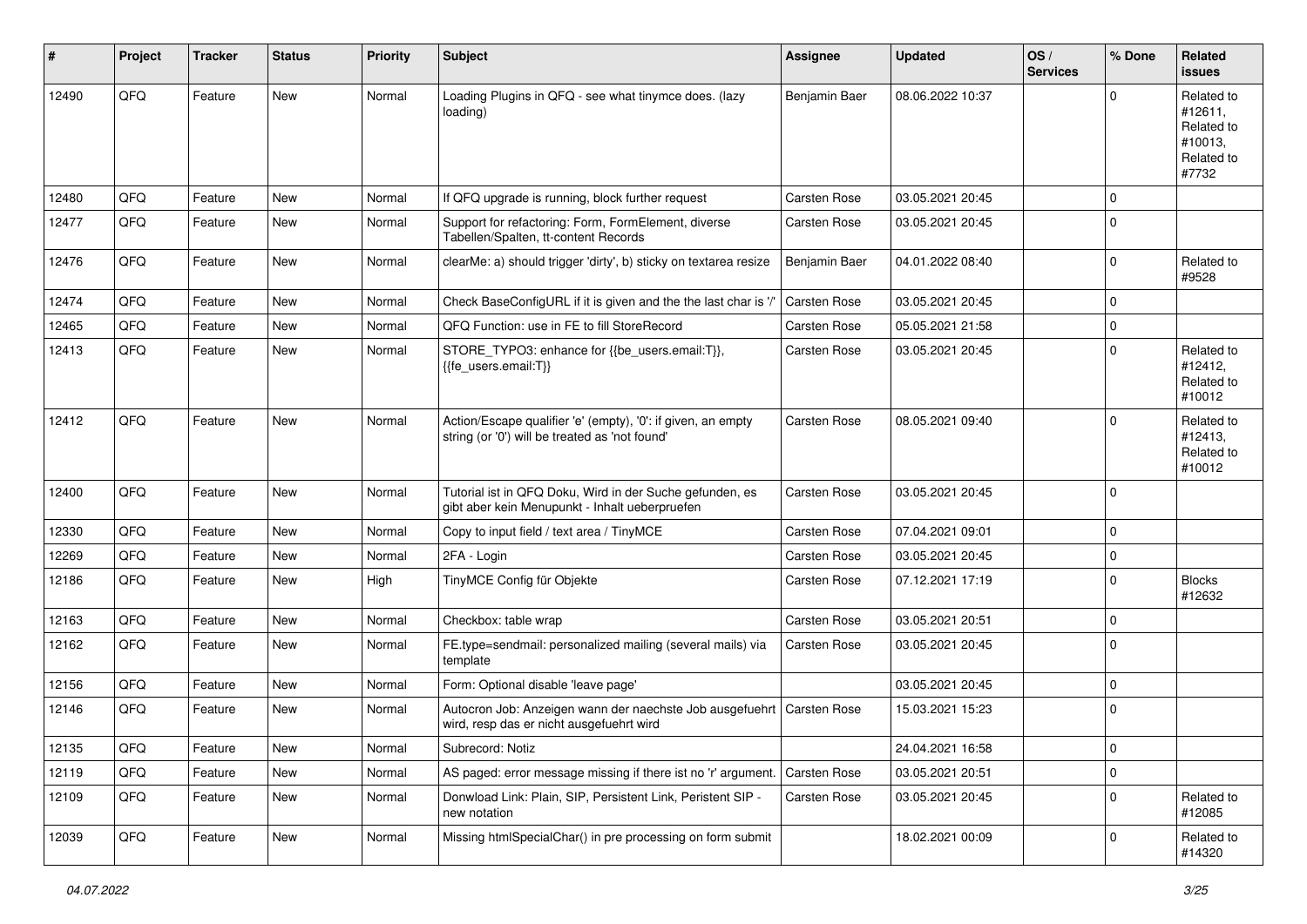| # | Project | Tracker | Status | Priority | Subject | Assignee | Updated | OS / Services | % Done | Related issues |
|---|---|---|---|---|---|---|---|---|---|---|
| 12490 | QFQ | Feature | New | Normal | Loading Plugins in QFQ - see what tinymce does. (lazy loading) | Benjamin Baer | 08.06.2022 10:37 | | 0 | Related to #12611, Related to #10013, Related to #7732 |
| 12480 | QFQ | Feature | New | Normal | If QFQ upgrade is running, block further request | Carsten Rose | 03.05.2021 20:45 | | 0 | |
| 12477 | QFQ | Feature | New | Normal | Support for refactoring: Form, FormElement, diverse Tabellen/Spalten, tt-content Records | Carsten Rose | 03.05.2021 20:45 | | 0 | |
| 12476 | QFQ | Feature | New | Normal | clearMe: a) should trigger 'dirty', b) sticky on textarea resize | Benjamin Baer | 04.01.2022 08:40 | | 0 | Related to #9528 |
| 12474 | QFQ | Feature | New | Normal | Check BaseConfigURL if it is given and the the last char is '/' | Carsten Rose | 03.05.2021 20:45 | | 0 | |
| 12465 | QFQ | Feature | New | Normal | QFQ Function: use in FE to fill StoreRecord | Carsten Rose | 05.05.2021 21:58 | | 0 | |
| 12413 | QFQ | Feature | New | Normal | STORE_TYPO3: enhance for {{be_users.email:T}}, {{fe_users.email:T}} | Carsten Rose | 03.05.2021 20:45 | | 0 | Related to #12412, Related to #10012 |
| 12412 | QFQ | Feature | New | Normal | Action/Escape qualifier 'e' (empty), '0': if given, an empty string (or '0') will be treated as 'not found' | Carsten Rose | 08.05.2021 09:40 | | 0 | Related to #12413, Related to #10012 |
| 12400 | QFQ | Feature | New | Normal | Tutorial ist in QFQ Doku, Wird in der Suche gefunden, es gibt aber kein Menupunkt - Inhalt ueberpruefen | Carsten Rose | 03.05.2021 20:45 | | 0 | |
| 12330 | QFQ | Feature | New | Normal | Copy to input field / text area / TinyMCE | Carsten Rose | 07.04.2021 09:01 | | 0 | |
| 12269 | QFQ | Feature | New | Normal | 2FA - Login | Carsten Rose | 03.05.2021 20:45 | | 0 | |
| 12186 | QFQ | Feature | New | High | TinyMCE Config für Objekte | Carsten Rose | 07.12.2021 17:19 | | 0 | Blocks #12632 |
| 12163 | QFQ | Feature | New | Normal | Checkbox: table wrap | Carsten Rose | 03.05.2021 20:51 | | 0 | |
| 12162 | QFQ | Feature | New | Normal | FE.type=sendmail: personalized mailing (several mails) via template | Carsten Rose | 03.05.2021 20:45 | | 0 | |
| 12156 | QFQ | Feature | New | Normal | Form: Optional disable 'leave page' | | 03.05.2021 20:45 | | 0 | |
| 12146 | QFQ | Feature | New | Normal | Autocron Job: Anzeigen wann der naechste Job ausgefuehrt wird, resp das er nicht ausgefuehrt wird | Carsten Rose | 15.03.2021 15:23 | | 0 | |
| 12135 | QFQ | Feature | New | Normal | Subrecord: Notiz | | 24.04.2021 16:58 | | 0 | |
| 12119 | QFQ | Feature | New | Normal | AS paged: error message missing if there ist no 'r' argument. | Carsten Rose | 03.05.2021 20:51 | | 0 | |
| 12109 | QFQ | Feature | New | Normal | Donwload Link: Plain, SIP, Persistent Link, Peristent SIP - new notation | Carsten Rose | 03.05.2021 20:45 | | 0 | Related to #12085 |
| 12039 | QFQ | Feature | New | Normal | Missing htmlSpecialChar() in pre processing on form submit | | 18.02.2021 00:09 | | 0 | Related to #14320 |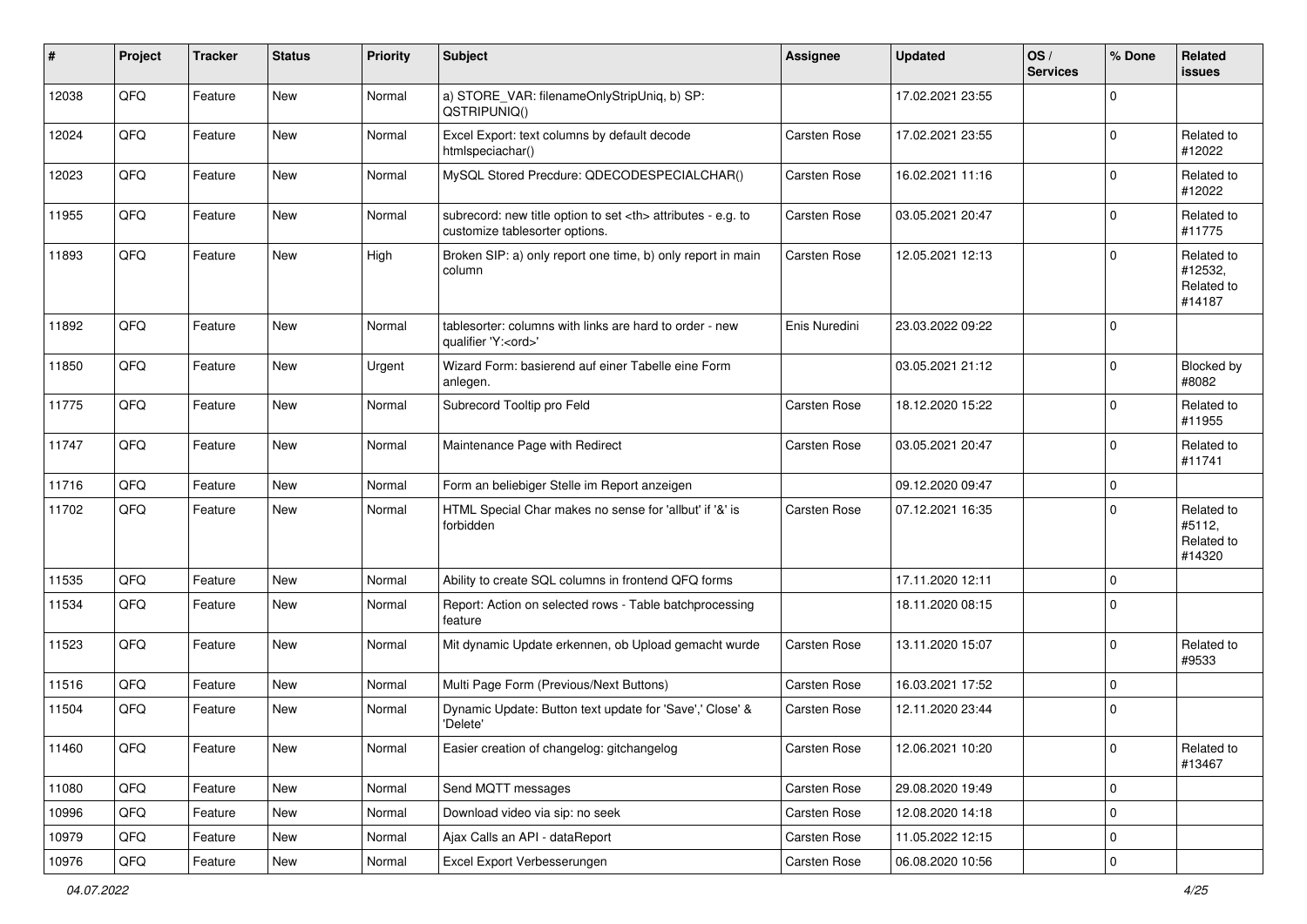| # | Project | Tracker | Status | Priority | Subject | Assignee | Updated | OS / Services | % Done | Related issues |
|---|---|---|---|---|---|---|---|---|---|---|
| 12038 | QFQ | Feature | New | Normal | a) STORE_VAR: filenameOnlyStripUniq, b) SP: QSTRIPUNIQ() | | 17.02.2021 23:55 | | 0 | |
| 12024 | QFQ | Feature | New | Normal | Excel Export: text columns by default decode htmlspeciachar() | Carsten Rose | 17.02.2021 23:55 | | 0 | Related to #12022 |
| 12023 | QFQ | Feature | New | Normal | MySQL Stored Precdure: QDECODESPECIALCHAR() | Carsten Rose | 16.02.2021 11:16 | | 0 | Related to #12022 |
| 11955 | QFQ | Feature | New | Normal | subrecord: new title option to set <th> attributes - e.g. to customize tablesorter options. | Carsten Rose | 03.05.2021 20:47 | | 0 | Related to #11775 |
| 11893 | QFQ | Feature | New | High | Broken SIP: a) only report one time, b) only report in main column | Carsten Rose | 12.05.2021 12:13 | | 0 | Related to #12532, Related to #14187 |
| 11892 | QFQ | Feature | New | Normal | tablesorter: columns with links are hard to order - new qualifier 'Y:<ord>' | Enis Nuredini | 23.03.2022 09:22 | | 0 | |
| 11850 | QFQ | Feature | New | Urgent | Wizard Form: basierend auf einer Tabelle eine Form anlegen. | | 03.05.2021 21:12 | | 0 | Blocked by #8082 |
| 11775 | QFQ | Feature | New | Normal | Subrecord Tooltip pro Feld | Carsten Rose | 18.12.2020 15:22 | | 0 | Related to #11955 |
| 11747 | QFQ | Feature | New | Normal | Maintenance Page with Redirect | Carsten Rose | 03.05.2021 20:47 | | 0 | Related to #11741 |
| 11716 | QFQ | Feature | New | Normal | Form an beliebiger Stelle im Report anzeigen | | 09.12.2020 09:47 | | 0 | |
| 11702 | QFQ | Feature | New | Normal | HTML Special Char makes no sense for 'allbut' if '&' is forbidden | Carsten Rose | 07.12.2021 16:35 | | 0 | Related to #5112, Related to #14320 |
| 11535 | QFQ | Feature | New | Normal | Ability to create SQL columns in frontend QFQ forms | | 17.11.2020 12:11 | | 0 | |
| 11534 | QFQ | Feature | New | Normal | Report: Action on selected rows - Table batchprocessing feature | | 18.11.2020 08:15 | | 0 | |
| 11523 | QFQ | Feature | New | Normal | Mit dynamic Update erkennen, ob Upload gemacht wurde | Carsten Rose | 13.11.2020 15:07 | | 0 | Related to #9533 |
| 11516 | QFQ | Feature | New | Normal | Multi Page Form (Previous/Next Buttons) | Carsten Rose | 16.03.2021 17:52 | | 0 | |
| 11504 | QFQ | Feature | New | Normal | Dynamic Update: Button text update for 'Save',' Close' & 'Delete' | Carsten Rose | 12.11.2020 23:44 | | 0 | |
| 11460 | QFQ | Feature | New | Normal | Easier creation of changelog: gitchangelog | Carsten Rose | 12.06.2021 10:20 | | 0 | Related to #13467 |
| 11080 | QFQ | Feature | New | Normal | Send MQTT messages | Carsten Rose | 29.08.2020 19:49 | | 0 | |
| 10996 | QFQ | Feature | New | Normal | Download video via sip: no seek | Carsten Rose | 12.08.2020 14:18 | | 0 | |
| 10979 | QFQ | Feature | New | Normal | Ajax Calls an API - dataReport | Carsten Rose | 11.05.2022 12:15 | | 0 | |
| 10976 | QFQ | Feature | New | Normal | Excel Export Verbesserungen | Carsten Rose | 06.08.2020 10:56 | | 0 | |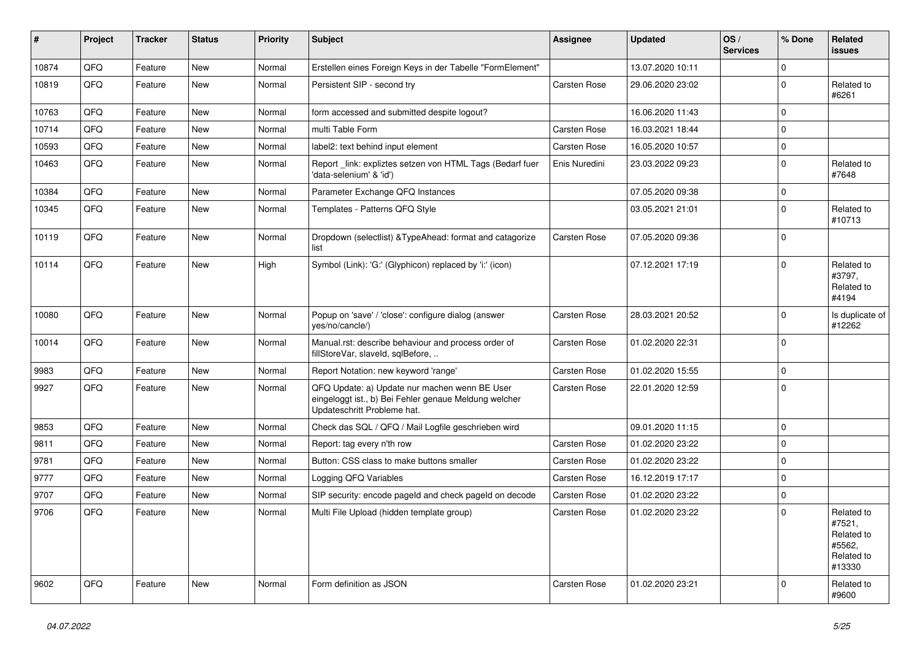| # | Project | Tracker | Status | Priority | Subject | Assignee | Updated | OS / Services | % Done | Related issues |
|---|---|---|---|---|---|---|---|---|---|---|
| 10874 | QFQ | Feature | New | Normal | Erstellen eines Foreign Keys in der Tabelle "FormElement" | | 13.07.2020 10:11 | | 0 | |
| 10819 | QFQ | Feature | New | Normal | Persistent SIP - second try | Carsten Rose | 29.06.2020 23:02 | | 0 | Related to #6261 |
| 10763 | QFQ | Feature | New | Normal | form accessed and submitted despite logout? | | 16.06.2020 11:43 | | 0 | |
| 10714 | QFQ | Feature | New | Normal | multi Table Form | Carsten Rose | 16.03.2021 18:44 | | 0 | |
| 10593 | QFQ | Feature | New | Normal | label2: text behind input element | Carsten Rose | 16.05.2020 10:57 | | 0 | |
| 10463 | QFQ | Feature | New | Normal | Report _link: expliztes setzen von HTML Tags (Bedarf fuer 'data-selenium' & 'id') | Enis Nuredini | 23.03.2022 09:23 | | 0 | Related to #7648 |
| 10384 | QFQ | Feature | New | Normal | Parameter Exchange QFQ Instances | | 07.05.2020 09:38 | | 0 | |
| 10345 | QFQ | Feature | New | Normal | Templates - Patterns QFQ Style | | 03.05.2021 21:01 | | 0 | Related to #10713 |
| 10119 | QFQ | Feature | New | Normal | Dropdown (selectlist) &TypeAhead: format and catagorize list | Carsten Rose | 07.05.2020 09:36 | | 0 | |
| 10114 | QFQ | Feature | New | High | Symbol (Link): 'G:' (Glyphicon) replaced by 'i:' (icon) | | 07.12.2021 17:19 | | 0 | Related to #3797, Related to #4194 |
| 10080 | QFQ | Feature | New | Normal | Popup on 'save' / 'close': configure dialog (answer yes/no/cancle/) | Carsten Rose | 28.03.2021 20:52 | | 0 | Is duplicate of #12262 |
| 10014 | QFQ | Feature | New | Normal | Manual.rst: describe behaviour and process order of fillStoreVar, slaveId, sqlBefore, .. | Carsten Rose | 01.02.2020 22:31 | | 0 | |
| 9983 | QFQ | Feature | New | Normal | Report Notation: new keyword 'range' | Carsten Rose | 01.02.2020 15:55 | | 0 | |
| 9927 | QFQ | Feature | New | Normal | QFQ Update: a) Update nur machen wenn BE User eingeloggt ist., b) Bei Fehler genaue Meldung welcher Updateschritt Probleme hat. | Carsten Rose | 22.01.2020 12:59 | | 0 | |
| 9853 | QFQ | Feature | New | Normal | Check das SQL / QFQ / Mail Logfile geschrieben wird | | 09.01.2020 11:15 | | 0 | |
| 9811 | QFQ | Feature | New | Normal | Report: tag every n'th row | Carsten Rose | 01.02.2020 23:22 | | 0 | |
| 9781 | QFQ | Feature | New | Normal | Button: CSS class to make buttons smaller | Carsten Rose | 01.02.2020 23:22 | | 0 | |
| 9777 | QFQ | Feature | New | Normal | Logging QFQ Variables | Carsten Rose | 16.12.2019 17:17 | | 0 | |
| 9707 | QFQ | Feature | New | Normal | SIP security: encode pageId and check pageId on decode | Carsten Rose | 01.02.2020 23:22 | | 0 | |
| 9706 | QFQ | Feature | New | Normal | Multi File Upload (hidden template group) | Carsten Rose | 01.02.2020 23:22 | | 0 | Related to #7521, Related to #5562, Related to #13330 |
| 9602 | QFQ | Feature | New | Normal | Form definition as JSON | Carsten Rose | 01.02.2020 23:21 | | 0 | Related to #9600 |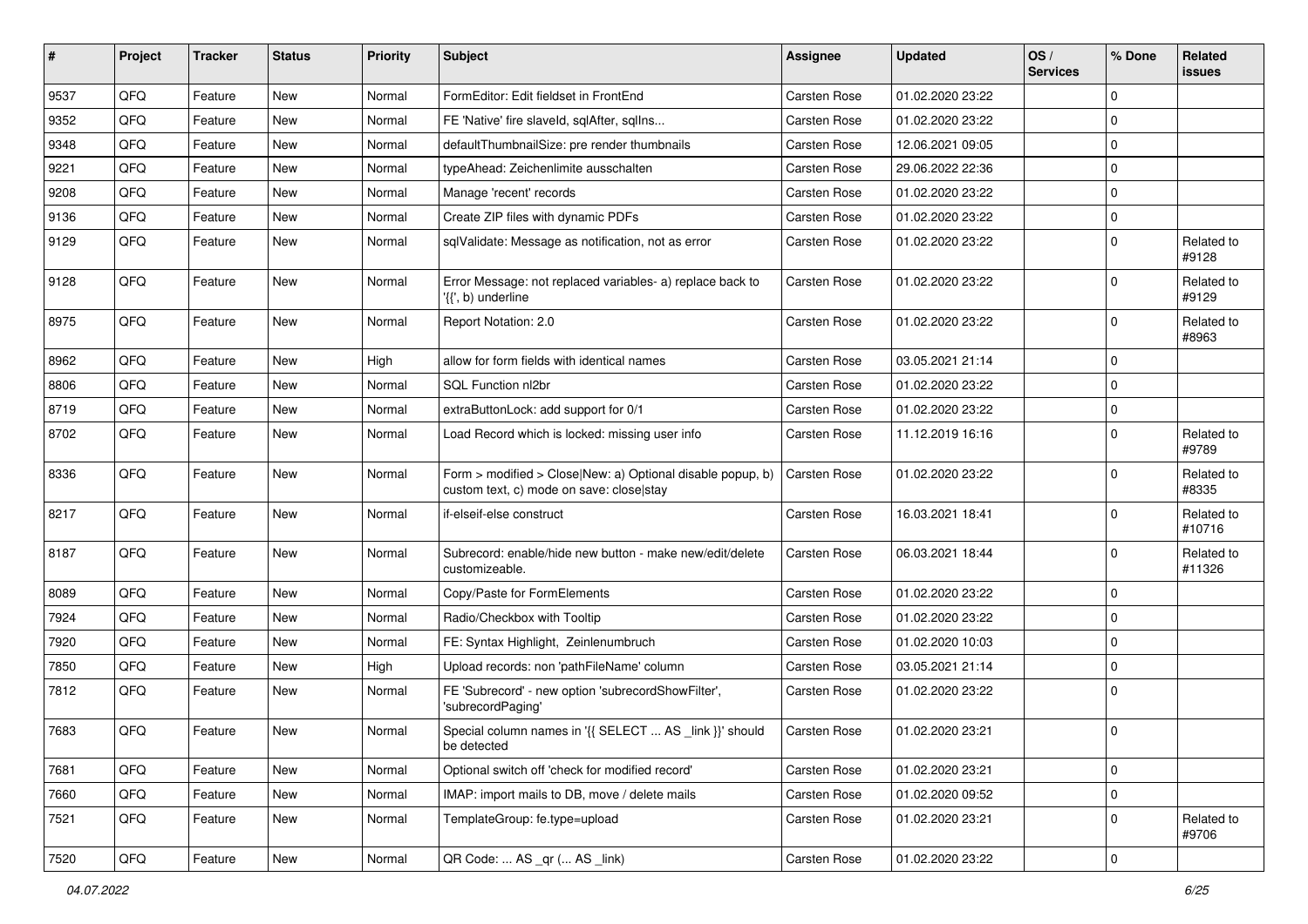| # | Project | Tracker | Status | Priority | Subject | Assignee | Updated | OS / Services | % Done | Related issues |
|---|---|---|---|---|---|---|---|---|---|---|
| 9537 | QFQ | Feature | New | Normal | FormEditor: Edit fieldset in FrontEnd | Carsten Rose | 01.02.2020 23:22 | | 0 | |
| 9352 | QFQ | Feature | New | Normal | FE 'Native' fire slaveId, sqlAfter, sqlIns... | Carsten Rose | 01.02.2020 23:22 | | 0 | |
| 9348 | QFQ | Feature | New | Normal | defaultThumbnailSize: pre render thumbnails | Carsten Rose | 12.06.2021 09:05 | | 0 | |
| 9221 | QFQ | Feature | New | Normal | typeAhead: Zeichenlimite ausschalten | Carsten Rose | 29.06.2022 22:36 | | 0 | |
| 9208 | QFQ | Feature | New | Normal | Manage 'recent' records | Carsten Rose | 01.02.2020 23:22 | | 0 | |
| 9136 | QFQ | Feature | New | Normal | Create ZIP files with dynamic PDFs | Carsten Rose | 01.02.2020 23:22 | | 0 | |
| 9129 | QFQ | Feature | New | Normal | sqlValidate: Message as notification, not as error | Carsten Rose | 01.02.2020 23:22 | | 0 | Related to #9128 |
| 9128 | QFQ | Feature | New | Normal | Error Message: not replaced variables- a) replace back to '{{', b) underline | Carsten Rose | 01.02.2020 23:22 | | 0 | Related to #9129 |
| 8975 | QFQ | Feature | New | Normal | Report Notation: 2.0 | Carsten Rose | 01.02.2020 23:22 | | 0 | Related to #8963 |
| 8962 | QFQ | Feature | New | High | allow for form fields with identical names | Carsten Rose | 03.05.2021 21:14 | | 0 | |
| 8806 | QFQ | Feature | New | Normal | SQL Function nl2br | Carsten Rose | 01.02.2020 23:22 | | 0 | |
| 8719 | QFQ | Feature | New | Normal | extraButtonLock: add support for 0/1 | Carsten Rose | 01.02.2020 23:22 | | 0 | |
| 8702 | QFQ | Feature | New | Normal | Load Record which is locked: missing user info | Carsten Rose | 11.12.2019 16:16 | | 0 | Related to #9789 |
| 8336 | QFQ | Feature | New | Normal | Form > modified > Close\|New: a) Optional disable popup, b) custom text, c) mode on save: close\|stay | Carsten Rose | 01.02.2020 23:22 | | 0 | Related to #8335 |
| 8217 | QFQ | Feature | New | Normal | if-elseif-else construct | Carsten Rose | 16.03.2021 18:41 | | 0 | Related to #10716 |
| 8187 | QFQ | Feature | New | Normal | Subrecord: enable/hide new button - make new/edit/delete customizeable. | Carsten Rose | 06.03.2021 18:44 | | 0 | Related to #11326 |
| 8089 | QFQ | Feature | New | Normal | Copy/Paste for FormElements | Carsten Rose | 01.02.2020 23:22 | | 0 | |
| 7924 | QFQ | Feature | New | Normal | Radio/Checkbox with Tooltip | Carsten Rose | 01.02.2020 23:22 | | 0 | |
| 7920 | QFQ | Feature | New | Normal | FE: Syntax Highlight, Zeinlenumbruch | Carsten Rose | 01.02.2020 10:03 | | 0 | |
| 7850 | QFQ | Feature | New | High | Upload records: non 'pathFileName' column | Carsten Rose | 03.05.2021 21:14 | | 0 | |
| 7812 | QFQ | Feature | New | Normal | FE 'Subrecord' - new option 'subrecordShowFilter', 'subrecordPaging' | Carsten Rose | 01.02.2020 23:22 | | 0 | |
| 7683 | QFQ | Feature | New | Normal | Special column names in '{{ SELECT ... AS _link }}' should be detected | Carsten Rose | 01.02.2020 23:21 | | 0 | |
| 7681 | QFQ | Feature | New | Normal | Optional switch off 'check for modified record' | Carsten Rose | 01.02.2020 23:21 | | 0 | |
| 7660 | QFQ | Feature | New | Normal | IMAP: import mails to DB, move / delete mails | Carsten Rose | 01.02.2020 09:52 | | 0 | |
| 7521 | QFQ | Feature | New | Normal | TemplateGroup: fe.type=upload | Carsten Rose | 01.02.2020 23:21 | | 0 | Related to #9706 |
| 7520 | QFQ | Feature | New | Normal | QR Code: ... AS _qr (... AS _link) | Carsten Rose | 01.02.2020 23:22 | | 0 | |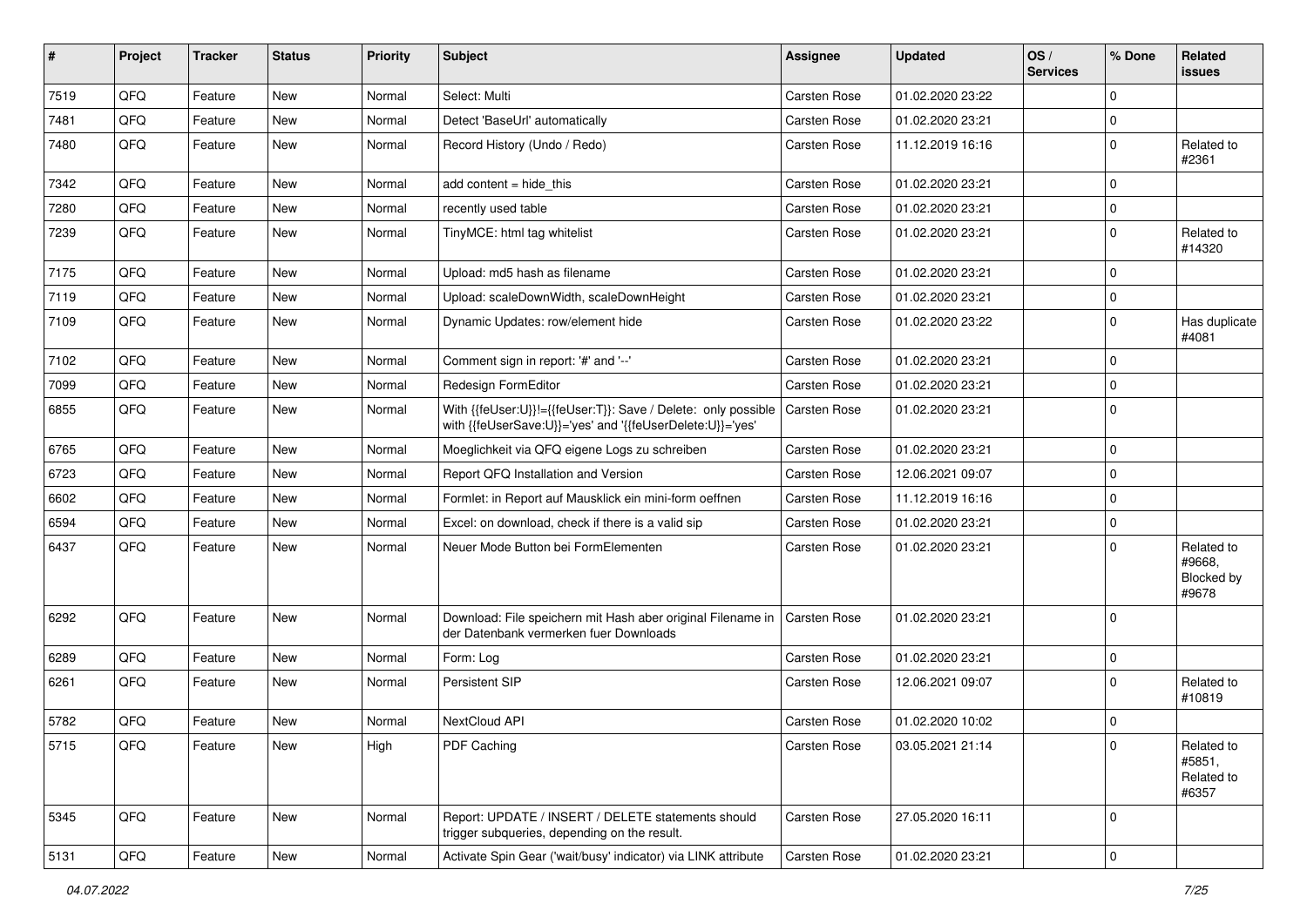| # | Project | Tracker | Status | Priority | Subject | Assignee | Updated | OS / Services | % Done | Related issues |
|---|---|---|---|---|---|---|---|---|---|---|
| 7519 | QFQ | Feature | New | Normal | Select: Multi | Carsten Rose | 01.02.2020 23:22 | | 0 | |
| 7481 | QFQ | Feature | New | Normal | Detect 'BaseUrl' automatically | Carsten Rose | 01.02.2020 23:21 | | 0 | |
| 7480 | QFQ | Feature | New | Normal | Record History (Undo / Redo) | Carsten Rose | 11.12.2019 16:16 | | 0 | Related to #2361 |
| 7342 | QFQ | Feature | New | Normal | add content = hide_this | Carsten Rose | 01.02.2020 23:21 | | 0 | |
| 7280 | QFQ | Feature | New | Normal | recently used table | Carsten Rose | 01.02.2020 23:21 | | 0 | |
| 7239 | QFQ | Feature | New | Normal | TinyMCE: html tag whitelist | Carsten Rose | 01.02.2020 23:21 | | 0 | Related to #14320 |
| 7175 | QFQ | Feature | New | Normal | Upload: md5 hash as filename | Carsten Rose | 01.02.2020 23:21 | | 0 | |
| 7119 | QFQ | Feature | New | Normal | Upload: scaleDownWidth, scaleDownHeight | Carsten Rose | 01.02.2020 23:21 | | 0 | |
| 7109 | QFQ | Feature | New | Normal | Dynamic Updates: row/element hide | Carsten Rose | 01.02.2020 23:22 | | 0 | Has duplicate #4081 |
| 7102 | QFQ | Feature | New | Normal | Comment sign in report: '#' and '--' | Carsten Rose | 01.02.2020 23:21 | | 0 | |
| 7099 | QFQ | Feature | New | Normal | Redesign FormEditor | Carsten Rose | 01.02.2020 23:21 | | 0 | |
| 6855 | QFQ | Feature | New | Normal | With {{feUser:U}}!={{feUser:T}}: Save / Delete: only possible with {{feUserSave:U}}='yes' and '{{feUserDelete:U}}='yes' | Carsten Rose | 01.02.2020 23:21 | | 0 | |
| 6765 | QFQ | Feature | New | Normal | Moeglichkeit via QFQ eigene Logs zu schreiben | Carsten Rose | 01.02.2020 23:21 | | 0 | |
| 6723 | QFQ | Feature | New | Normal | Report QFQ Installation and Version | Carsten Rose | 12.06.2021 09:07 | | 0 | |
| 6602 | QFQ | Feature | New | Normal | Formlet: in Report auf Mausklick ein mini-form oeffnen | Carsten Rose | 11.12.2019 16:16 | | 0 | |
| 6594 | QFQ | Feature | New | Normal | Excel: on download, check if there is a valid sip | Carsten Rose | 01.02.2020 23:21 | | 0 | |
| 6437 | QFQ | Feature | New | Normal | Neuer Mode Button bei FormElementen | Carsten Rose | 01.02.2020 23:21 | | 0 | Related to #9668, Blocked by #9678 |
| 6292 | QFQ | Feature | New | Normal | Download: File speichern mit Hash aber original Filename in der Datenbank vermerken fuer Downloads | Carsten Rose | 01.02.2020 23:21 | | 0 | |
| 6289 | QFQ | Feature | New | Normal | Form: Log | Carsten Rose | 01.02.2020 23:21 | | 0 | |
| 6261 | QFQ | Feature | New | Normal | Persistent SIP | Carsten Rose | 12.06.2021 09:07 | | 0 | Related to #10819 |
| 5782 | QFQ | Feature | New | Normal | NextCloud API | Carsten Rose | 01.02.2020 10:02 | | 0 | |
| 5715 | QFQ | Feature | New | High | PDF Caching | Carsten Rose | 03.05.2021 21:14 | | 0 | Related to #5851, Related to #6357 |
| 5345 | QFQ | Feature | New | Normal | Report: UPDATE / INSERT / DELETE statements should trigger subqueries, depending on the result. | Carsten Rose | 27.05.2020 16:11 | | 0 | |
| 5131 | QFQ | Feature | New | Normal | Activate Spin Gear ('wait/busy' indicator) via LINK attribute | Carsten Rose | 01.02.2020 23:21 | | 0 | |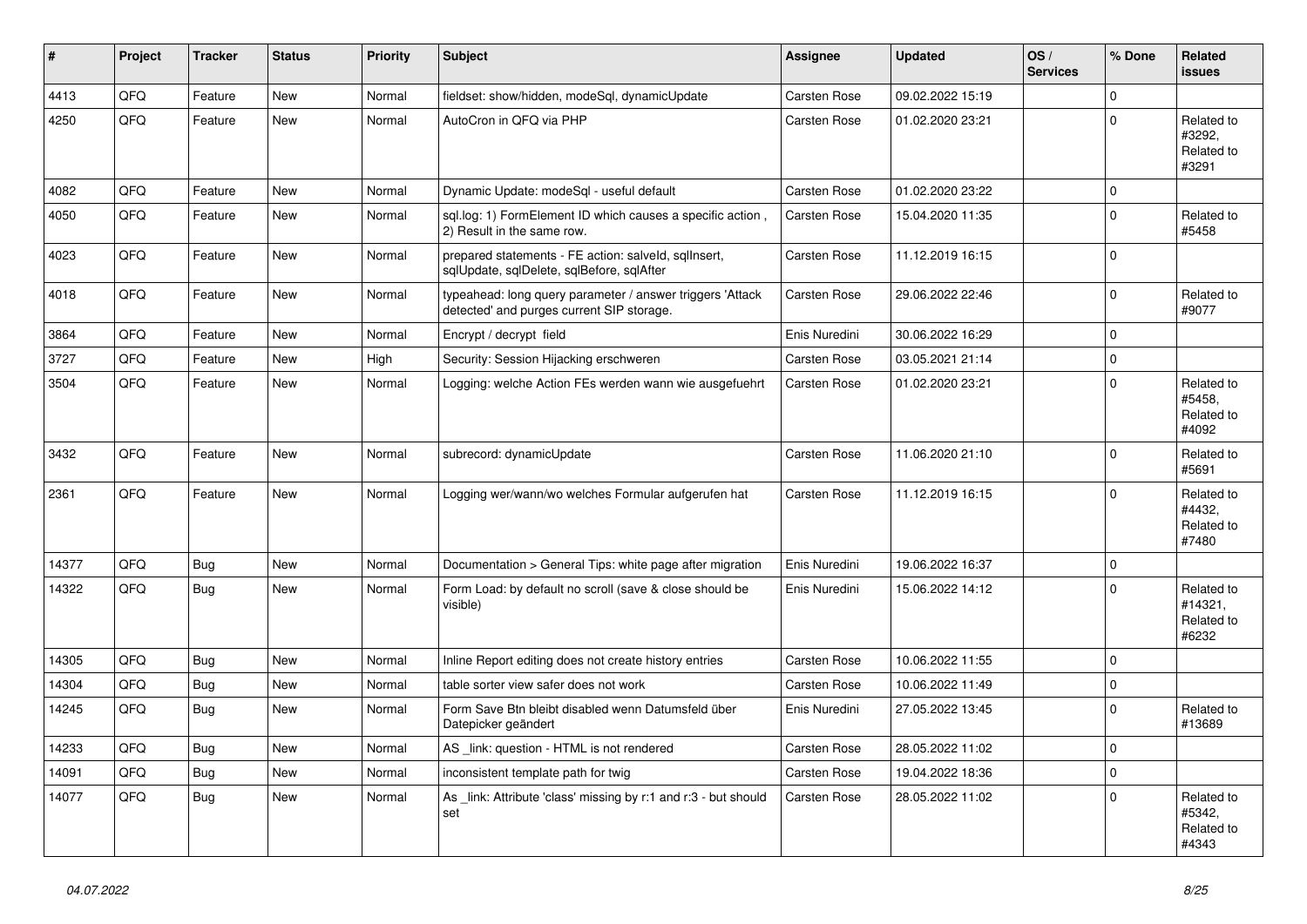| # | Project | Tracker | Status | Priority | Subject | Assignee | Updated | OS / Services | % Done | Related issues |
|---|---|---|---|---|---|---|---|---|---|---|
| 4413 | QFQ | Feature | New | Normal | fieldset: show/hidden, modeSql, dynamicUpdate | Carsten Rose | 09.02.2022 15:19 | | 0 | |
| 4250 | QFQ | Feature | New | Normal | AutoCron in QFQ via PHP | Carsten Rose | 01.02.2020 23:21 | | 0 | Related to #3292, Related to #3291 |
| 4082 | QFQ | Feature | New | Normal | Dynamic Update: modeSql - useful default | Carsten Rose | 01.02.2020 23:22 | | 0 | |
| 4050 | QFQ | Feature | New | Normal | sql.log: 1) FormElement ID which causes a specific action , 2) Result in the same row. | Carsten Rose | 15.04.2020 11:35 | | 0 | Related to #5458 |
| 4023 | QFQ | Feature | New | Normal | prepared statements - FE action: salveld, sqlInsert, sqlUpdate, sqlDelete, sqlBefore, sqlAfter | Carsten Rose | 11.12.2019 16:15 | | 0 | |
| 4018 | QFQ | Feature | New | Normal | typeahead: long query parameter / answer triggers 'Attack detected' and purges current SIP storage. | Carsten Rose | 29.06.2022 22:46 | | 0 | Related to #9077 |
| 3864 | QFQ | Feature | New | Normal | Encrypt / decrypt field | Enis Nuredini | 30.06.2022 16:29 | | 0 | |
| 3727 | QFQ | Feature | New | High | Security: Session Hijacking erschweren | Carsten Rose | 03.05.2021 21:14 | | 0 | |
| 3504 | QFQ | Feature | New | Normal | Logging: welche Action FEs werden wann wie ausgefuehrt | Carsten Rose | 01.02.2020 23:21 | | 0 | Related to #5458, Related to #4092 |
| 3432 | QFQ | Feature | New | Normal | subrecord: dynamicUpdate | Carsten Rose | 11.06.2020 21:10 | | 0 | Related to #5691 |
| 2361 | QFQ | Feature | New | Normal | Logging wer/wann/wo welches Formular aufgerufen hat | Carsten Rose | 11.12.2019 16:15 | | 0 | Related to #4432, Related to #7480 |
| 14377 | QFQ | Bug | New | Normal | Documentation > General Tips: white page after migration | Enis Nuredini | 19.06.2022 16:37 | | 0 | |
| 14322 | QFQ | Bug | New | Normal | Form Load: by default no scroll (save & close should be visible) | Enis Nuredini | 15.06.2022 14:12 | | 0 | Related to #14321, Related to #6232 |
| 14305 | QFQ | Bug | New | Normal | Inline Report editing does not create history entries | Carsten Rose | 10.06.2022 11:55 | | 0 | |
| 14304 | QFQ | Bug | New | Normal | table sorter view safer does not work | Carsten Rose | 10.06.2022 11:49 | | 0 | |
| 14245 | QFQ | Bug | New | Normal | Form Save Btn bleibt disabled wenn Datumsfeld über Datepicker geändert | Enis Nuredini | 27.05.2022 13:45 | | 0 | Related to #13689 |
| 14233 | QFQ | Bug | New | Normal | AS _link: question - HTML is not rendered | Carsten Rose | 28.05.2022 11:02 | | 0 | |
| 14091 | QFQ | Bug | New | Normal | inconsistent template path for twig | Carsten Rose | 19.04.2022 18:36 | | 0 | |
| 14077 | QFQ | Bug | New | Normal | As _link: Attribute 'class' missing by r:1 and r:3 - but should set | Carsten Rose | 28.05.2022 11:02 | | 0 | Related to #5342, Related to #4343 |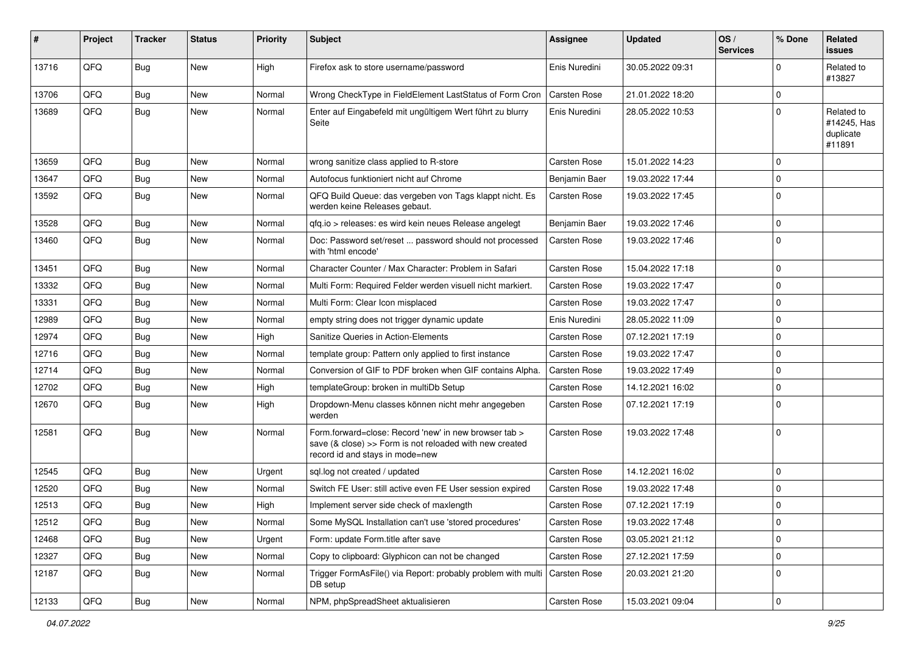| # | Project | Tracker | Status | Priority | Subject | Assignee | Updated | OS / Services | % Done | Related issues |
|---|---|---|---|---|---|---|---|---|---|---|
| 13716 | QFQ | Bug | New | High | Firefox ask to store username/password | Enis Nuredini | 30.05.2022 09:31 | | 0 | Related to #13827 |
| 13706 | QFQ | Bug | New | Normal | Wrong CheckType in FieldElement LastStatus of Form Cron | Carsten Rose | 21.01.2022 18:20 | | 0 | |
| 13689 | QFQ | Bug | New | Normal | Enter auf Eingabefeld mit ungültigem Wert führt zu blurry Seite | Enis Nuredini | 28.05.2022 10:53 | | 0 | Related to #14245, Has duplicate #11891 |
| 13659 | QFQ | Bug | New | Normal | wrong sanitize class applied to R-store | Carsten Rose | 15.01.2022 14:23 | | 0 | |
| 13647 | QFQ | Bug | New | Normal | Autofocus funktioniert nicht auf Chrome | Benjamin Baer | 19.03.2022 17:44 | | 0 | |
| 13592 | QFQ | Bug | New | Normal | QFQ Build Queue: das vergeben von Tags klappt nicht. Es werden keine Releases gebaut. | Carsten Rose | 19.03.2022 17:45 | | 0 | |
| 13528 | QFQ | Bug | New | Normal | qfq.io > releases: es wird kein neues Release angelegt | Benjamin Baer | 19.03.2022 17:46 | | 0 | |
| 13460 | QFQ | Bug | New | Normal | Doc: Password set/reset ... password should not processed with 'html encode' | Carsten Rose | 19.03.2022 17:46 | | 0 | |
| 13451 | QFQ | Bug | New | Normal | Character Counter / Max Character: Problem in Safari | Carsten Rose | 15.04.2022 17:18 | | 0 | |
| 13332 | QFQ | Bug | New | Normal | Multi Form: Required Felder werden visuell nicht markiert. | Carsten Rose | 19.03.2022 17:47 | | 0 | |
| 13331 | QFQ | Bug | New | Normal | Multi Form: Clear Icon misplaced | Carsten Rose | 19.03.2022 17:47 | | 0 | |
| 12989 | QFQ | Bug | New | Normal | empty string does not trigger dynamic update | Enis Nuredini | 28.05.2022 11:09 | | 0 | |
| 12974 | QFQ | Bug | New | High | Sanitize Queries in Action-Elements | Carsten Rose | 07.12.2021 17:19 | | 0 | |
| 12716 | QFQ | Bug | New | Normal | template group: Pattern only applied to first instance | Carsten Rose | 19.03.2022 17:47 | | 0 | |
| 12714 | QFQ | Bug | New | Normal | Conversion of GIF to PDF broken when GIF contains Alpha. | Carsten Rose | 19.03.2022 17:49 | | 0 | |
| 12702 | QFQ | Bug | New | High | templateGroup: broken in multiDb Setup | Carsten Rose | 14.12.2021 16:02 | | 0 | |
| 12670 | QFQ | Bug | New | High | Dropdown-Menu classes können nicht mehr angegeben werden | Carsten Rose | 07.12.2021 17:19 | | 0 | |
| 12581 | QFQ | Bug | New | Normal | Form.forward=close: Record 'new' in new browser tab > save (& close) >> Form is not reloaded with new created record id and stays in mode=new | Carsten Rose | 19.03.2022 17:48 | | 0 | |
| 12545 | QFQ | Bug | New | Urgent | sql.log not created / updated | Carsten Rose | 14.12.2021 16:02 | | 0 | |
| 12520 | QFQ | Bug | New | Normal | Switch FE User: still active even FE User session expired | Carsten Rose | 19.03.2022 17:48 | | 0 | |
| 12513 | QFQ | Bug | New | High | Implement server side check of maxlength | Carsten Rose | 07.12.2021 17:19 | | 0 | |
| 12512 | QFQ | Bug | New | Normal | Some MySQL Installation can't use 'stored procedures' | Carsten Rose | 19.03.2022 17:48 | | 0 | |
| 12468 | QFQ | Bug | New | Urgent | Form: update Form.title after save | Carsten Rose | 03.05.2021 21:12 | | 0 | |
| 12327 | QFQ | Bug | New | Normal | Copy to clipboard: Glyphicon can not be changed | Carsten Rose | 27.12.2021 17:59 | | 0 | |
| 12187 | QFQ | Bug | New | Normal | Trigger FormAsFile() via Report: probably problem with multi DB setup | Carsten Rose | 20.03.2021 21:20 | | 0 | |
| 12133 | QFQ | Bug | New | Normal | NPM, phpSpreadSheet aktualisieren | Carsten Rose | 15.03.2021 09:04 | | 0 | |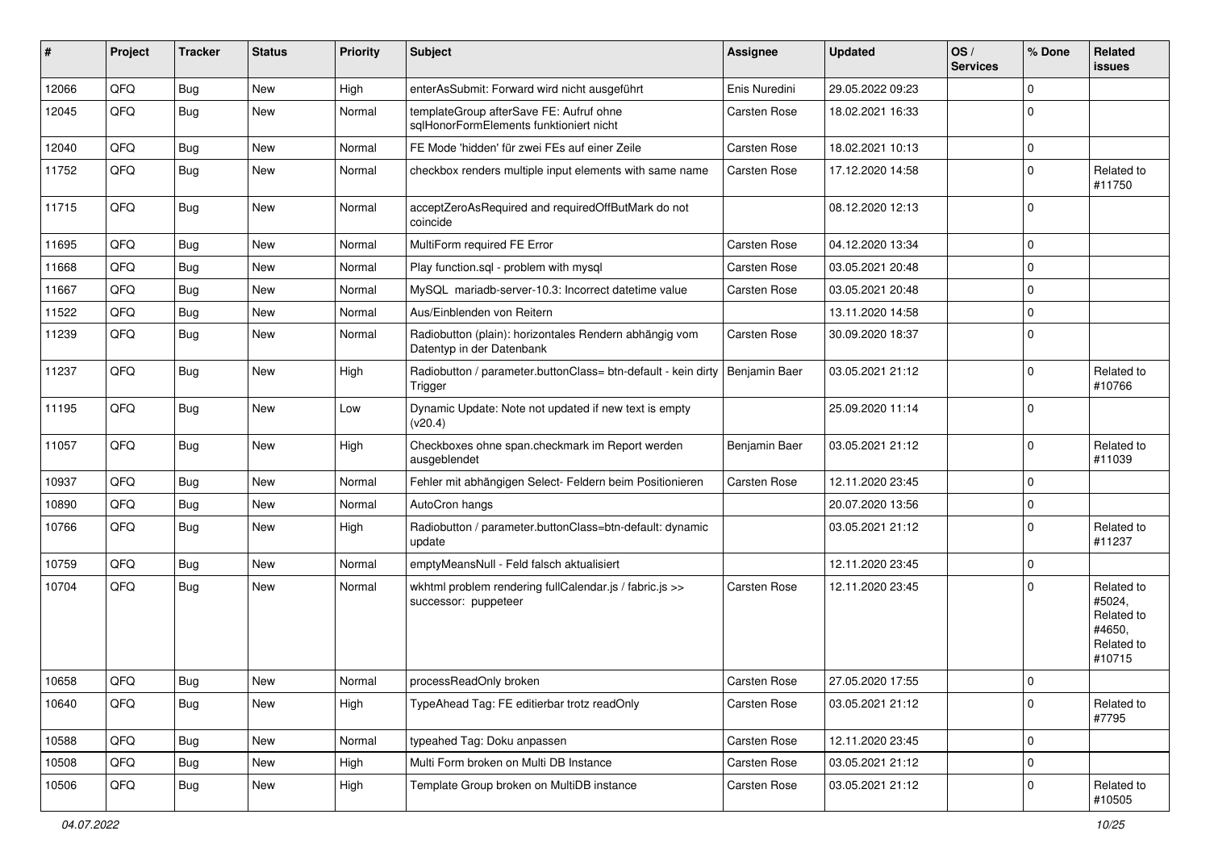| # | Project | Tracker | Status | Priority | Subject | Assignee | Updated | OS / Services | % Done | Related issues |
|---|---|---|---|---|---|---|---|---|---|---|
| 12066 | QFQ | Bug | New | High | enterAsSubmit: Forward wird nicht ausgeführt | Enis Nuredini | 29.05.2022 09:23 | | 0 | |
| 12045 | QFQ | Bug | New | Normal | templateGroup afterSave FE: Aufruf ohne sqlHonorFormElements funktioniert nicht | Carsten Rose | 18.02.2021 16:33 | | 0 | |
| 12040 | QFQ | Bug | New | Normal | FE Mode 'hidden' für zwei FEs auf einer Zeile | Carsten Rose | 18.02.2021 10:13 | | 0 | |
| 11752 | QFQ | Bug | New | Normal | checkbox renders multiple input elements with same name | Carsten Rose | 17.12.2020 14:58 | | 0 | Related to #11750 |
| 11715 | QFQ | Bug | New | Normal | acceptZeroAsRequired and requiredOffButMark do not coincide | | 08.12.2020 12:13 | | 0 | |
| 11695 | QFQ | Bug | New | Normal | MultiForm required FE Error | Carsten Rose | 04.12.2020 13:34 | | 0 | |
| 11668 | QFQ | Bug | New | Normal | Play function.sql - problem with mysql | Carsten Rose | 03.05.2021 20:48 | | 0 | |
| 11667 | QFQ | Bug | New | Normal | MySQL mariadb-server-10.3: Incorrect datetime value | Carsten Rose | 03.05.2021 20:48 | | 0 | |
| 11522 | QFQ | Bug | New | Normal | Aus/Einblenden von Reitern | | 13.11.2020 14:58 | | 0 | |
| 11239 | QFQ | Bug | New | Normal | Radiobutton (plain): horizontales Rendern abhängig vom Datentyp in der Datenbank | Carsten Rose | 30.09.2020 18:37 | | 0 | |
| 11237 | QFQ | Bug | New | High | Radiobutton / parameter.buttonClass= btn-default - kein dirty Trigger | Benjamin Baer | 03.05.2021 21:12 | | 0 | Related to #10766 |
| 11195 | QFQ | Bug | New | Low | Dynamic Update: Note not updated if new text is empty (v20.4) | | 25.09.2020 11:14 | | 0 | |
| 11057 | QFQ | Bug | New | High | Checkboxes ohne span.checkmark im Report werden ausgeblendet | Benjamin Baer | 03.05.2021 21:12 | | 0 | Related to #11039 |
| 10937 | QFQ | Bug | New | Normal | Fehler mit abhängigen Select- Feldern beim Positionieren | Carsten Rose | 12.11.2020 23:45 | | 0 | |
| 10890 | QFQ | Bug | New | Normal | AutoCron hangs | | 20.07.2020 13:56 | | 0 | |
| 10766 | QFQ | Bug | New | High | Radiobutton / parameter.buttonClass=btn-default: dynamic update | | 03.05.2021 21:12 | | 0 | Related to #11237 |
| 10759 | QFQ | Bug | New | Normal | emptyMeansNull - Feld falsch aktualisiert | | 12.11.2020 23:45 | | 0 | |
| 10704 | QFQ | Bug | New | Normal | wkhtml problem rendering fullCalendar.js / fabric.js >> successor: puppeteer | Carsten Rose | 12.11.2020 23:45 | | 0 | Related to #5024, Related to #4650, Related to #10715 |
| 10658 | QFQ | Bug | New | Normal | processReadOnly broken | Carsten Rose | 27.05.2020 17:55 | | 0 | |
| 10640 | QFQ | Bug | New | High | TypeAhead Tag: FE editierbar trotz readOnly | Carsten Rose | 03.05.2021 21:12 | | 0 | Related to #7795 |
| 10588 | QFQ | Bug | New | Normal | typeahed Tag: Doku anpassen | Carsten Rose | 12.11.2020 23:45 | | 0 | |
| 10508 | QFQ | Bug | New | High | Multi Form broken on Multi DB Instance | Carsten Rose | 03.05.2021 21:12 | | 0 | |
| 10506 | QFQ | Bug | New | High | Template Group broken on MultiDB instance | Carsten Rose | 03.05.2021 21:12 | | 0 | Related to #10505 |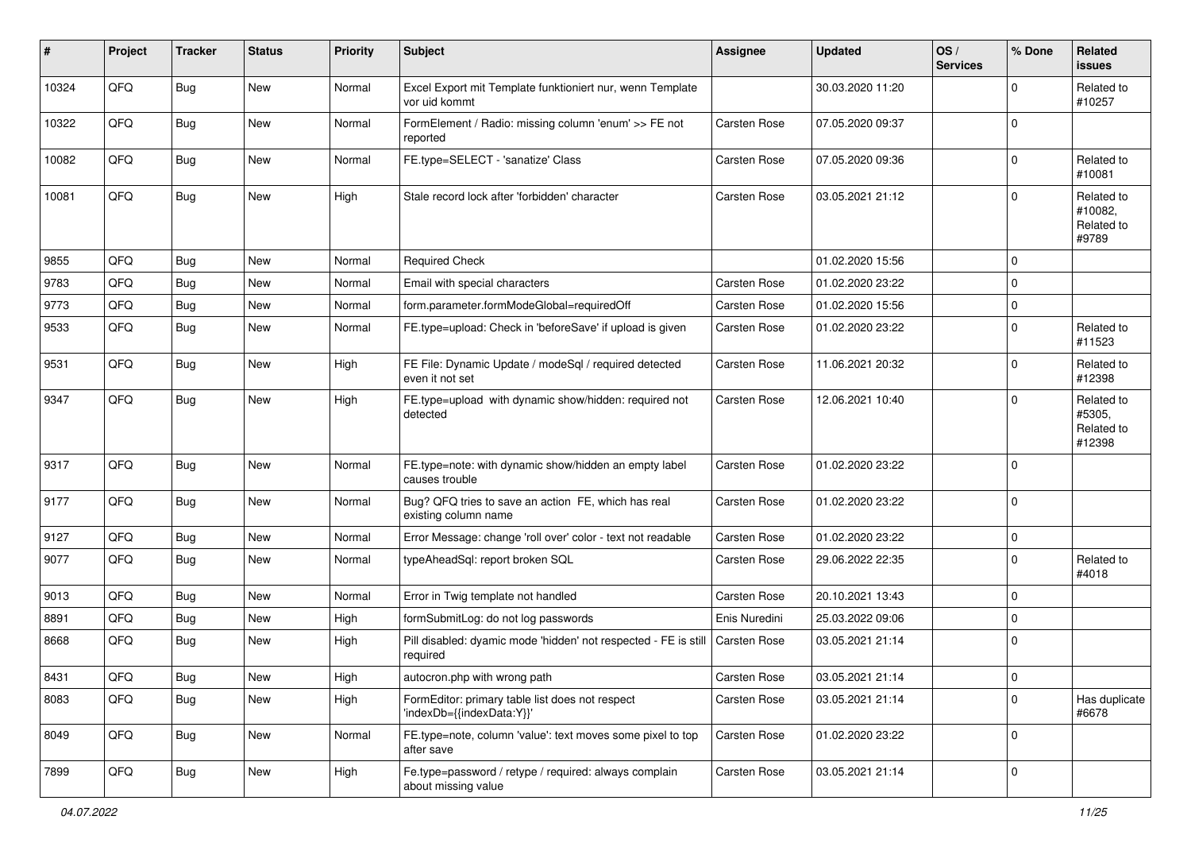| # | Project | Tracker | Status | Priority | Subject | Assignee | Updated | OS / Services | % Done | Related issues |
|---|---|---|---|---|---|---|---|---|---|---|
| 10324 | QFQ | Bug | New | Normal | Excel Export mit Template funktioniert nur, wenn Template vor uid kommt | | 30.03.2020 11:20 | | 0 | Related to #10257 |
| 10322 | QFQ | Bug | New | Normal | FormElement / Radio: missing column 'enum' >> FE not reported | Carsten Rose | 07.05.2020 09:37 | | 0 | |
| 10082 | QFQ | Bug | New | Normal | FE.type=SELECT - 'sanatize' Class | Carsten Rose | 07.05.2020 09:36 | | 0 | Related to #10081 |
| 10081 | QFQ | Bug | New | High | Stale record lock after 'forbidden' character | Carsten Rose | 03.05.2021 21:12 | | 0 | Related to #10082, Related to #9789 |
| 9855 | QFQ | Bug | New | Normal | Required Check | | 01.02.2020 15:56 | | 0 | |
| 9783 | QFQ | Bug | New | Normal | Email with special characters | Carsten Rose | 01.02.2020 23:22 | | 0 | |
| 9773 | QFQ | Bug | New | Normal | form.parameter.formModeGlobal=requiredOff | Carsten Rose | 01.02.2020 15:56 | | 0 | |
| 9533 | QFQ | Bug | New | Normal | FE.type=upload: Check in 'beforeSave' if upload is given | Carsten Rose | 01.02.2020 23:22 | | 0 | Related to #11523 |
| 9531 | QFQ | Bug | New | High | FE File: Dynamic Update / modeSql / required detected even it not set | Carsten Rose | 11.06.2021 20:32 | | 0 | Related to #12398 |
| 9347 | QFQ | Bug | New | High | FE.type=upload with dynamic show/hidden: required not detected | Carsten Rose | 12.06.2021 10:40 | | 0 | Related to #5305, Related to #12398 |
| 9317 | QFQ | Bug | New | Normal | FE.type=note: with dynamic show/hidden an empty label causes trouble | Carsten Rose | 01.02.2020 23:22 | | 0 | |
| 9177 | QFQ | Bug | New | Normal | Bug? QFQ tries to save an action FE, which has real existing column name | Carsten Rose | 01.02.2020 23:22 | | 0 | |
| 9127 | QFQ | Bug | New | Normal | Error Message: change 'roll over' color - text not readable | Carsten Rose | 01.02.2020 23:22 | | 0 | |
| 9077 | QFQ | Bug | New | Normal | typeAheadSql: report broken SQL | Carsten Rose | 29.06.2022 22:35 | | 0 | Related to #4018 |
| 9013 | QFQ | Bug | New | Normal | Error in Twig template not handled | Carsten Rose | 20.10.2021 13:43 | | 0 | |
| 8891 | QFQ | Bug | New | High | formSubmitLog: do not log passwords | Enis Nuredini | 25.03.2022 09:06 | | 0 | |
| 8668 | QFQ | Bug | New | High | Pill disabled: dyamic mode 'hidden' not respected - FE is still required | Carsten Rose | 03.05.2021 21:14 | | 0 | |
| 8431 | QFQ | Bug | New | High | autocron.php with wrong path | Carsten Rose | 03.05.2021 21:14 | | 0 | |
| 8083 | QFQ | Bug | New | High | FormEditor: primary table list does not respect 'indexDb={{indexData:Y}}' | Carsten Rose | 03.05.2021 21:14 | | 0 | Has duplicate #6678 |
| 8049 | QFQ | Bug | New | Normal | FE.type=note, column 'value': text moves some pixel to top after save | Carsten Rose | 01.02.2020 23:22 | | 0 | |
| 7899 | QFQ | Bug | New | High | Fe.type=password / retype / required: always complain about missing value | Carsten Rose | 03.05.2021 21:14 | | 0 | |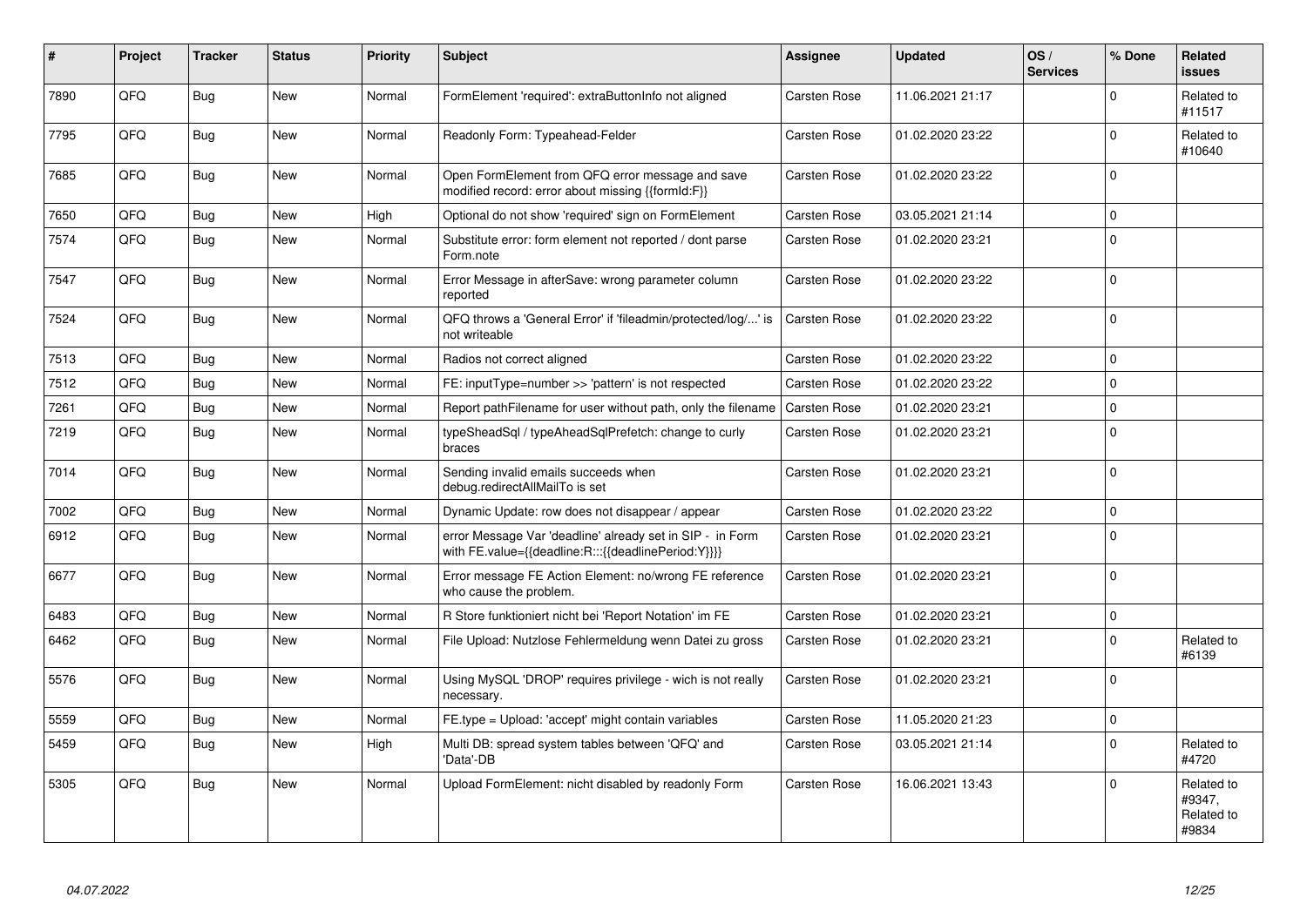| # | Project | Tracker | Status | Priority | Subject | Assignee | Updated | OS / Services | % Done | Related issues |
|---|---|---|---|---|---|---|---|---|---|---|
| 7890 | QFQ | Bug | New | Normal | FormElement 'required': extraButtonInfo not aligned | Carsten Rose | 11.06.2021 21:17 | | 0 | Related to #11517 |
| 7795 | QFQ | Bug | New | Normal | Readonly Form: Typeahead-Felder | Carsten Rose | 01.02.2020 23:22 | | 0 | Related to #10640 |
| 7685 | QFQ | Bug | New | Normal | Open FormElement from QFQ error message and save modified record: error about missing {{formId:F}} | Carsten Rose | 01.02.2020 23:22 | | 0 | |
| 7650 | QFQ | Bug | New | High | Optional do not show 'required' sign on FormElement | Carsten Rose | 03.05.2021 21:14 | | 0 | |
| 7574 | QFQ | Bug | New | Normal | Substitute error: form element not reported / dont parse Form.note | Carsten Rose | 01.02.2020 23:21 | | 0 | |
| 7547 | QFQ | Bug | New | Normal | Error Message in afterSave: wrong parameter column reported | Carsten Rose | 01.02.2020 23:22 | | 0 | |
| 7524 | QFQ | Bug | New | Normal | QFQ throws a 'General Error' if 'fileadmin/protected/log/...' is not writeable | Carsten Rose | 01.02.2020 23:22 | | 0 | |
| 7513 | QFQ | Bug | New | Normal | Radios not correct aligned | Carsten Rose | 01.02.2020 23:22 | | 0 | |
| 7512 | QFQ | Bug | New | Normal | FE: inputType=number >> 'pattern' is not respected | Carsten Rose | 01.02.2020 23:22 | | 0 | |
| 7261 | QFQ | Bug | New | Normal | Report pathFilename for user without path, only the filename | Carsten Rose | 01.02.2020 23:21 | | 0 | |
| 7219 | QFQ | Bug | New | Normal | typeSheadSql / typeAheadSqlPrefetch: change to curly braces | Carsten Rose | 01.02.2020 23:21 | | 0 | |
| 7014 | QFQ | Bug | New | Normal | Sending invalid emails succeeds when debug.redirectAllMailTo is set | Carsten Rose | 01.02.2020 23:21 | | 0 | |
| 7002 | QFQ | Bug | New | Normal | Dynamic Update: row does not disappear / appear | Carsten Rose | 01.02.2020 23:22 | | 0 | |
| 6912 | QFQ | Bug | New | Normal | error Message Var 'deadline' already set in SIP - in Form with FE.value={{deadline:R:::{{deadlinePeriod:Y}}}} | Carsten Rose | 01.02.2020 23:21 | | 0 | |
| 6677 | QFQ | Bug | New | Normal | Error message FE Action Element: no/wrong FE reference who cause the problem. | Carsten Rose | 01.02.2020 23:21 | | 0 | |
| 6483 | QFQ | Bug | New | Normal | R Store funktioniert nicht bei 'Report Notation' im FE | Carsten Rose | 01.02.2020 23:21 | | 0 | |
| 6462 | QFQ | Bug | New | Normal | File Upload: Nutzlose Fehlermeldung wenn Datei zu gross | Carsten Rose | 01.02.2020 23:21 | | 0 | Related to #6139 |
| 5576 | QFQ | Bug | New | Normal | Using MySQL 'DROP' requires privilege - wich is not really necessary. | Carsten Rose | 01.02.2020 23:21 | | 0 | |
| 5559 | QFQ | Bug | New | Normal | FE.type = Upload: 'accept' might contain variables | Carsten Rose | 11.05.2020 21:23 | | 0 | |
| 5459 | QFQ | Bug | New | High | Multi DB: spread system tables between 'QFQ' and 'Data'-DB | Carsten Rose | 03.05.2021 21:14 | | 0 | Related to #4720 |
| 5305 | QFQ | Bug | New | Normal | Upload FormElement: nicht disabled by readonly Form | Carsten Rose | 16.06.2021 13:43 | | 0 | Related to #9347, Related to #9834 |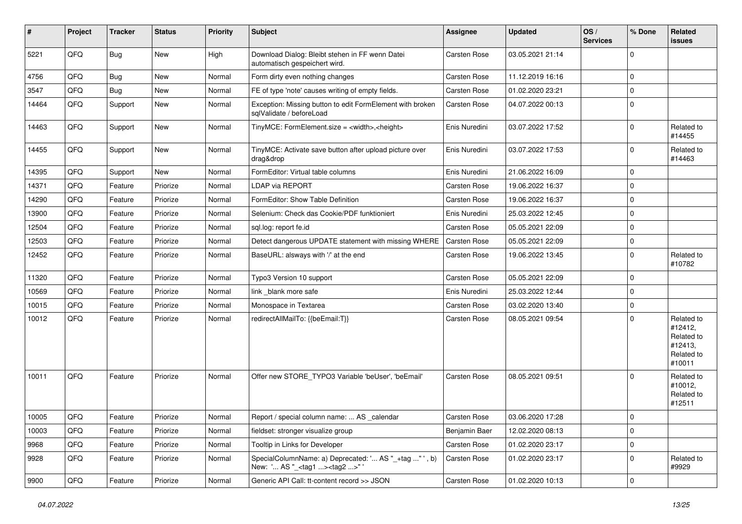| # | Project | Tracker | Status | Priority | Subject | Assignee | Updated | OS / Services | % Done | Related issues |
|---|---|---|---|---|---|---|---|---|---|---|
| 5221 | QFQ | Bug | New | High | Download Dialog: Bleibt stehen in FF wenn Datei automatisch gespeichert wird. | Carsten Rose | 03.05.2021 21:14 | | 0 | |
| 4756 | QFQ | Bug | New | Normal | Form dirty even nothing changes | Carsten Rose | 11.12.2019 16:16 | | 0 | |
| 3547 | QFQ | Bug | New | Normal | FE of type 'note' causes writing of empty fields. | Carsten Rose | 01.02.2020 23:21 | | 0 | |
| 14464 | QFQ | Support | New | Normal | Exception: Missing button to edit FormElement with broken sqlValidate / beforeLoad | Carsten Rose | 04.07.2022 00:13 | | 0 | |
| 14463 | QFQ | Support | New | Normal | TinyMCE: FormElement.size = <width>,<height> | Enis Nuredini | 03.07.2022 17:52 | | 0 | Related to #14455 |
| 14455 | QFQ | Support | New | Normal | TinyMCE: Activate save button after upload picture over drag&drop | Enis Nuredini | 03.07.2022 17:53 | | 0 | Related to #14463 |
| 14395 | QFQ | Support | New | Normal | FormEditor: Virtual table columns | Enis Nuredini | 21.06.2022 16:09 | | 0 | |
| 14371 | QFQ | Feature | Priorize | Normal | LDAP via REPORT | Carsten Rose | 19.06.2022 16:37 | | 0 | |
| 14290 | QFQ | Feature | Priorize | Normal | FormEditor: Show Table Definition | Carsten Rose | 19.06.2022 16:37 | | 0 | |
| 13900 | QFQ | Feature | Priorize | Normal | Selenium: Check das Cookie/PDF funktioniert | Enis Nuredini | 25.03.2022 12:45 | | 0 | |
| 12504 | QFQ | Feature | Priorize | Normal | sql.log: report fe.id | Carsten Rose | 05.05.2021 22:09 | | 0 | |
| 12503 | QFQ | Feature | Priorize | Normal | Detect dangerous UPDATE statement with missing WHERE | Carsten Rose | 05.05.2021 22:09 | | 0 | |
| 12452 | QFQ | Feature | Priorize | Normal | BaseURL: alsways with '/' at the end | Carsten Rose | 19.06.2022 13:45 | | 0 | Related to #10782 |
| 11320 | QFQ | Feature | Priorize | Normal | Typo3 Version 10 support | Carsten Rose | 05.05.2021 22:09 | | 0 | |
| 10569 | QFQ | Feature | Priorize | Normal | link _blank more safe | Enis Nuredini | 25.03.2022 12:44 | | 0 | |
| 10015 | QFQ | Feature | Priorize | Normal | Monospace in Textarea | Carsten Rose | 03.02.2020 13:40 | | 0 | |
| 10012 | QFQ | Feature | Priorize | Normal | redirectAllMailTo: {{beEmail:T}} | Carsten Rose | 08.05.2021 09:54 | | 0 | Related to #12412, Related to #12413, Related to #10011 |
| 10011 | QFQ | Feature | Priorize | Normal | Offer new STORE_TYPO3 Variable 'beUser', 'beEmail' | Carsten Rose | 08.05.2021 09:51 | | 0 | Related to #10012, Related to #12511 |
| 10005 | QFQ | Feature | Priorize | Normal | Report / special column name: ... AS _calendar | Carsten Rose | 03.06.2020 17:28 | | 0 | |
| 10003 | QFQ | Feature | Priorize | Normal | fieldset: stronger visualize group | Benjamin Baer | 12.02.2020 08:13 | | 0 | |
| 9968 | QFQ | Feature | Priorize | Normal | Tooltip in Links for Developer | Carsten Rose | 01.02.2020 23:17 | | 0 | |
| 9928 | QFQ | Feature | Priorize | Normal | SpecialColumnName: a) Deprecated: '... AS "_+tag " ', b) New: '... AS "_<tag1 ...><tag2 ...>" ' | Carsten Rose | 01.02.2020 23:17 | | 0 | Related to #9929 |
| 9900 | QFQ | Feature | Priorize | Normal | Generic API Call: tt-content record >> JSON | Carsten Rose | 01.02.2020 10:13 | | 0 | |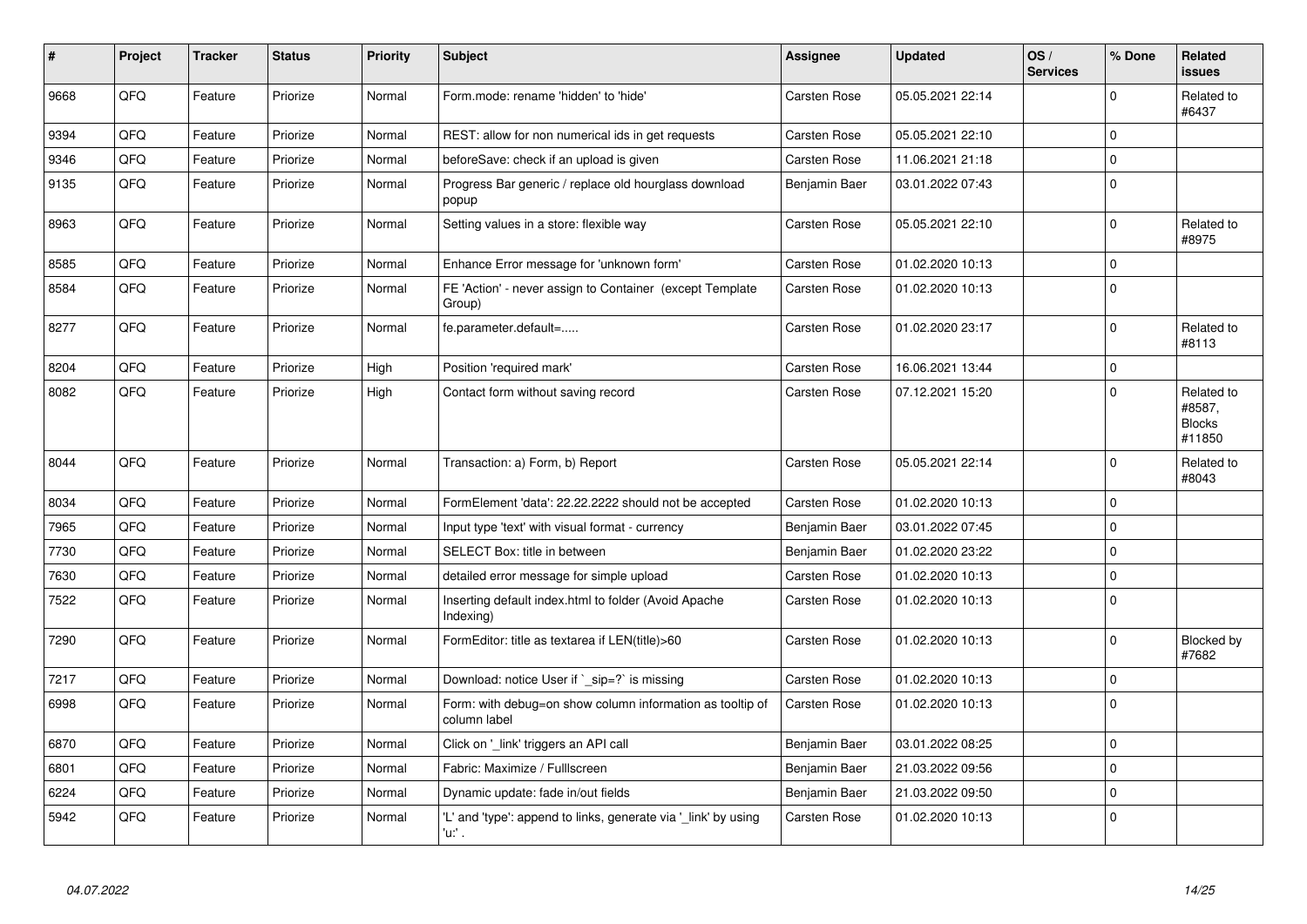| # | Project | Tracker | Status | Priority | Subject | Assignee | Updated | OS / Services | % Done | Related issues |
|---|---|---|---|---|---|---|---|---|---|---|
| 9668 | QFQ | Feature | Priorize | Normal | Form.mode: rename 'hidden' to 'hide' | Carsten Rose | 05.05.2021 22:14 | | 0 | Related to #6437 |
| 9394 | QFQ | Feature | Priorize | Normal | REST: allow for non numerical ids in get requests | Carsten Rose | 05.05.2021 22:10 | | 0 | |
| 9346 | QFQ | Feature | Priorize | Normal | beforeSave: check if an upload is given | Carsten Rose | 11.06.2021 21:18 | | 0 | |
| 9135 | QFQ | Feature | Priorize | Normal | Progress Bar generic / replace old hourglass download popup | Benjamin Baer | 03.01.2022 07:43 | | 0 | |
| 8963 | QFQ | Feature | Priorize | Normal | Setting values in a store: flexible way | Carsten Rose | 05.05.2021 22:10 | | 0 | Related to #8975 |
| 8585 | QFQ | Feature | Priorize | Normal | Enhance Error message for 'unknown form' | Carsten Rose | 01.02.2020 10:13 | | 0 | |
| 8584 | QFQ | Feature | Priorize | Normal | FE 'Action' - never assign to Container (except Template Group) | Carsten Rose | 01.02.2020 10:13 | | 0 | |
| 8277 | QFQ | Feature | Priorize | Normal | fe.parameter.default=..... | Carsten Rose | 01.02.2020 23:17 | | 0 | Related to #8113 |
| 8204 | QFQ | Feature | Priorize | High | Position 'required mark' | Carsten Rose | 16.06.2021 13:44 | | 0 | |
| 8082 | QFQ | Feature | Priorize | High | Contact form without saving record | Carsten Rose | 07.12.2021 15:20 | | 0 | Related to #8587, Blocks #11850 |
| 8044 | QFQ | Feature | Priorize | Normal | Transaction: a) Form, b) Report | Carsten Rose | 05.05.2021 22:14 | | 0 | Related to #8043 |
| 8034 | QFQ | Feature | Priorize | Normal | FormElement 'data': 22.22.2222 should not be accepted | Carsten Rose | 01.02.2020 10:13 | | 0 | |
| 7965 | QFQ | Feature | Priorize | Normal | Input type 'text' with visual format - currency | Benjamin Baer | 03.01.2022 07:45 | | 0 | |
| 7730 | QFQ | Feature | Priorize | Normal | SELECT Box: title in between | Benjamin Baer | 01.02.2020 23:22 | | 0 | |
| 7630 | QFQ | Feature | Priorize | Normal | detailed error message for simple upload | Carsten Rose | 01.02.2020 10:13 | | 0 | |
| 7522 | QFQ | Feature | Priorize | Normal | Inserting default index.html to folder (Avoid Apache Indexing) | Carsten Rose | 01.02.2020 10:13 | | 0 | |
| 7290 | QFQ | Feature | Priorize | Normal | FormEditor: title as textarea if LEN(title)>60 | Carsten Rose | 01.02.2020 10:13 | | 0 | Blocked by #7682 |
| 7217 | QFQ | Feature | Priorize | Normal | Download: notice User if `_sip=?` is missing | Carsten Rose | 01.02.2020 10:13 | | 0 | |
| 6998 | QFQ | Feature | Priorize | Normal | Form: with debug=on show column information as tooltip of column label | Carsten Rose | 01.02.2020 10:13 | | 0 | |
| 6870 | QFQ | Feature | Priorize | Normal | Click on '_link' triggers an API call | Benjamin Baer | 03.01.2022 08:25 | | 0 | |
| 6801 | QFQ | Feature | Priorize | Normal | Fabric: Maximize / FullIscreen | Benjamin Baer | 21.03.2022 09:56 | | 0 | |
| 6224 | QFQ | Feature | Priorize | Normal | Dynamic update: fade in/out fields | Benjamin Baer | 21.03.2022 09:50 | | 0 | |
| 5942 | QFQ | Feature | Priorize | Normal | 'L' and 'type': append to links, generate via '_link' by using 'u:' . | Carsten Rose | 01.02.2020 10:13 | | 0 | |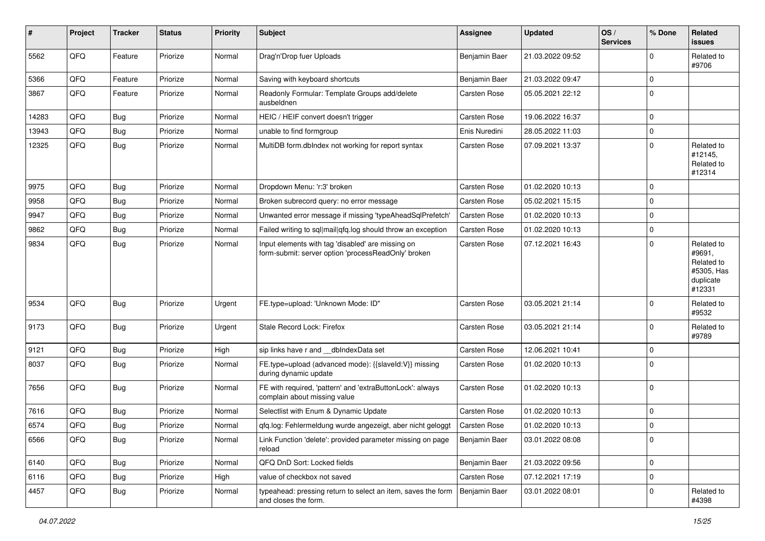| # | Project | Tracker | Status | Priority | Subject | Assignee | Updated | OS / Services | % Done | Related issues |
|---|---|---|---|---|---|---|---|---|---|---|
| 5562 | QFQ | Feature | Priorize | Normal | Drag'n'Drop fuer Uploads | Benjamin Baer | 21.03.2022 09:52 | | 0 | Related to #9706 |
| 5366 | QFQ | Feature | Priorize | Normal | Saving with keyboard shortcuts | Benjamin Baer | 21.03.2022 09:47 | | 0 | |
| 3867 | QFQ | Feature | Priorize | Normal | Readonly Formular: Template Groups add/delete ausbeldnen | Carsten Rose | 05.05.2021 22:12 | | 0 | |
| 14283 | QFQ | Bug | Priorize | Normal | HEIC / HEIF convert doesn't trigger | Carsten Rose | 19.06.2022 16:37 | | 0 | |
| 13943 | QFQ | Bug | Priorize | Normal | unable to find formgroup | Enis Nuredini | 28.05.2022 11:03 | | 0 | |
| 12325 | QFQ | Bug | Priorize | Normal | MultiDB form.dbIndex not working for report syntax | Carsten Rose | 07.09.2021 13:37 | | 0 | Related to #12145, Related to #12314 |
| 9975 | QFQ | Bug | Priorize | Normal | Dropdown Menu: 'r:3' broken | Carsten Rose | 01.02.2020 10:13 | | 0 | |
| 9958 | QFQ | Bug | Priorize | Normal | Broken subrecord query: no error message | Carsten Rose | 05.02.2021 15:15 | | 0 | |
| 9947 | QFQ | Bug | Priorize | Normal | Unwanted error message if missing 'typeAheadSqlPrefetch' | Carsten Rose | 01.02.2020 10:13 | | 0 | |
| 9862 | QFQ | Bug | Priorize | Normal | Failed writing to sql\|mail\|qfq.log should throw an exception | Carsten Rose | 01.02.2020 10:13 | | 0 | |
| 9834 | QFQ | Bug | Priorize | Normal | Input elements with tag 'disabled' are missing on form-submit: server option 'processReadOnly' broken | Carsten Rose | 07.12.2021 16:43 | | 0 | Related to #9691, Related to #5305, Has duplicate #12331 |
| 9534 | QFQ | Bug | Priorize | Urgent | FE.type=upload: 'Unknown Mode: ID" | Carsten Rose | 03.05.2021 21:14 | | 0 | Related to #9532 |
| 9173 | QFQ | Bug | Priorize | Urgent | Stale Record Lock: Firefox | Carsten Rose | 03.05.2021 21:14 | | 0 | Related to #9789 |
| 9121 | QFQ | Bug | Priorize | High | sip links have r and __dbIndexData set | Carsten Rose | 12.06.2021 10:41 | | 0 | |
| 8037 | QFQ | Bug | Priorize | Normal | FE.type=upload (advanced mode): {{slaveId:V}} missing during dynamic update | Carsten Rose | 01.02.2020 10:13 | | 0 | |
| 7656 | QFQ | Bug | Priorize | Normal | FE with required, 'pattern' and 'extraButtonLock': always complain about missing value | Carsten Rose | 01.02.2020 10:13 | | 0 | |
| 7616 | QFQ | Bug | Priorize | Normal | Selectlist with Enum & Dynamic Update | Carsten Rose | 01.02.2020 10:13 | | 0 | |
| 6574 | QFQ | Bug | Priorize | Normal | qfq.log: Fehlermeldung wurde angezeigt, aber nicht geloggt | Carsten Rose | 01.02.2020 10:13 | | 0 | |
| 6566 | QFQ | Bug | Priorize | Normal | Link Function 'delete': provided parameter missing on page reload | Benjamin Baer | 03.01.2022 08:08 | | 0 | |
| 6140 | QFQ | Bug | Priorize | Normal | QFQ DnD Sort: Locked fields | Benjamin Baer | 21.03.2022 09:56 | | 0 | |
| 6116 | QFQ | Bug | Priorize | High | value of checkbox not saved | Carsten Rose | 07.12.2021 17:19 | | 0 | |
| 4457 | QFQ | Bug | Priorize | Normal | typeahead: pressing return to select an item, saves the form and closes the form. | Benjamin Baer | 03.01.2022 08:01 | | 0 | Related to #4398 |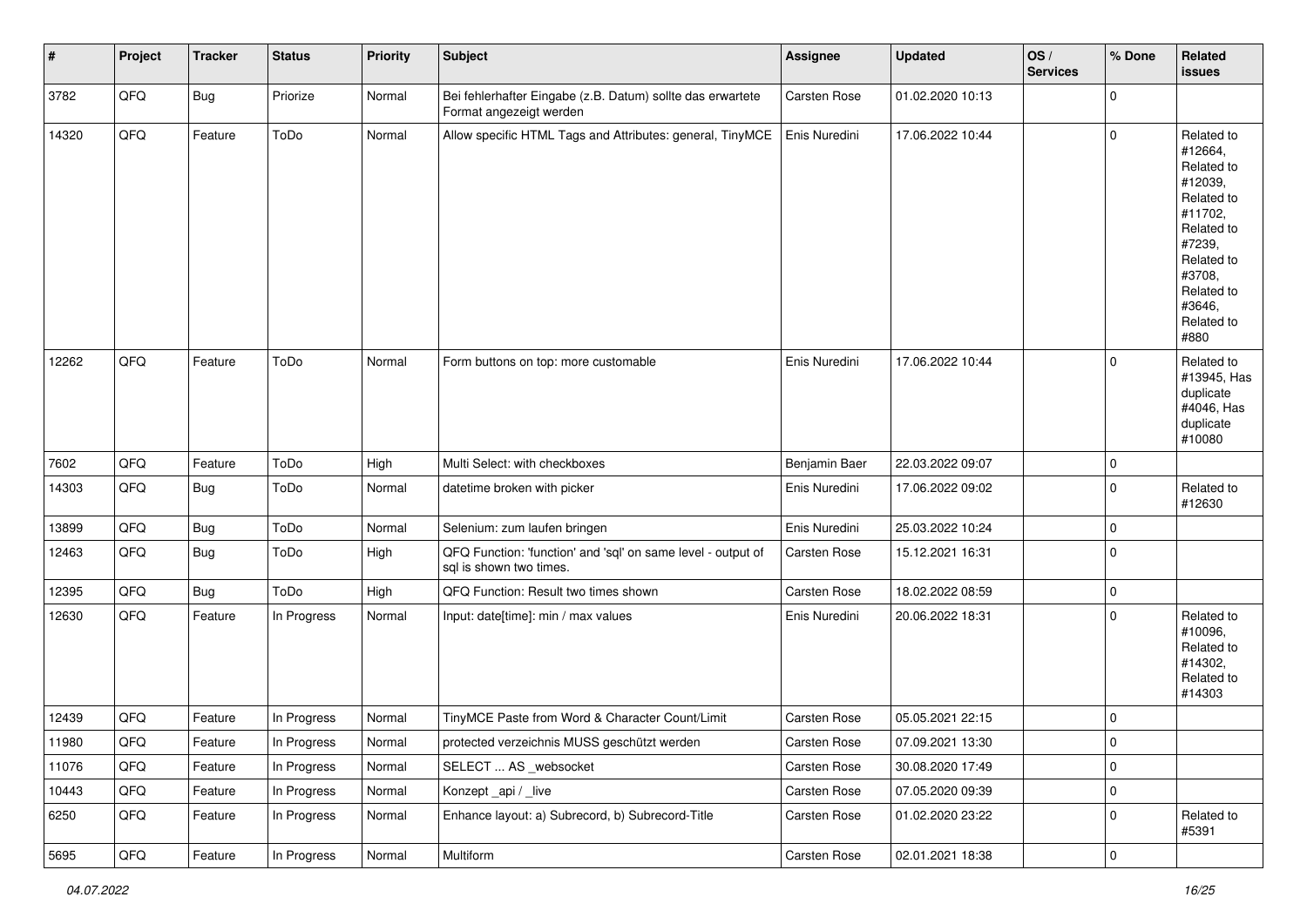| # | Project | Tracker | Status | Priority | Subject | Assignee | Updated | OS / Services | % Done | Related issues |
|---|---|---|---|---|---|---|---|---|---|---|
| 3782 | QFQ | Bug | Priorize | Normal | Bei fehlerhafter Eingabe (z.B. Datum) sollte das erwartete Format angezeigt werden | Carsten Rose | 01.02.2020 10:13 | | 0 | |
| 14320 | QFQ | Feature | ToDo | Normal | Allow specific HTML Tags and Attributes: general, TinyMCE | Enis Nuredini | 17.06.2022 10:44 | | 0 | Related to #12664, Related to #12039, Related to #11702, Related to #7239, Related to #3708, Related to #3646, Related to #880 |
| 12262 | QFQ | Feature | ToDo | Normal | Form buttons on top: more customable | Enis Nuredini | 17.06.2022 10:44 | | 0 | Related to #13945, Has duplicate #4046, Has duplicate #10080 |
| 7602 | QFQ | Feature | ToDo | High | Multi Select: with checkboxes | Benjamin Baer | 22.03.2022 09:07 | | 0 | |
| 14303 | QFQ | Bug | ToDo | Normal | datetime broken with picker | Enis Nuredini | 17.06.2022 09:02 | | 0 | Related to #12630 |
| 13899 | QFQ | Bug | ToDo | Normal | Selenium: zum laufen bringen | Enis Nuredini | 25.03.2022 10:24 | | 0 | |
| 12463 | QFQ | Bug | ToDo | High | QFQ Function: 'function' and 'sql' on same level - output of sql is shown two times. | Carsten Rose | 15.12.2021 16:31 | | 0 | |
| 12395 | QFQ | Bug | ToDo | High | QFQ Function: Result two times shown | Carsten Rose | 18.02.2022 08:59 | | 0 | |
| 12630 | QFQ | Feature | In Progress | Normal | Input: date[time]: min / max values | Enis Nuredini | 20.06.2022 18:31 | | 0 | Related to #10096, Related to #14302, Related to #14303 |
| 12439 | QFQ | Feature | In Progress | Normal | TinyMCE Paste from Word & Character Count/Limit | Carsten Rose | 05.05.2021 22:15 | | 0 | |
| 11980 | QFQ | Feature | In Progress | Normal | protected verzeichnis MUSS geschützt werden | Carsten Rose | 07.09.2021 13:30 | | 0 | |
| 11076 | QFQ | Feature | In Progress | Normal | SELECT ... AS _websocket | Carsten Rose | 30.08.2020 17:49 | | 0 | |
| 10443 | QFQ | Feature | In Progress | Normal | Konzept _api / _live | Carsten Rose | 07.05.2020 09:39 | | 0 | |
| 6250 | QFQ | Feature | In Progress | Normal | Enhance layout: a) Subrecord, b) Subrecord-Title | Carsten Rose | 01.02.2020 23:22 | | 0 | Related to #5391 |
| 5695 | QFQ | Feature | In Progress | Normal | Multiform | Carsten Rose | 02.01.2021 18:38 | | 0 | |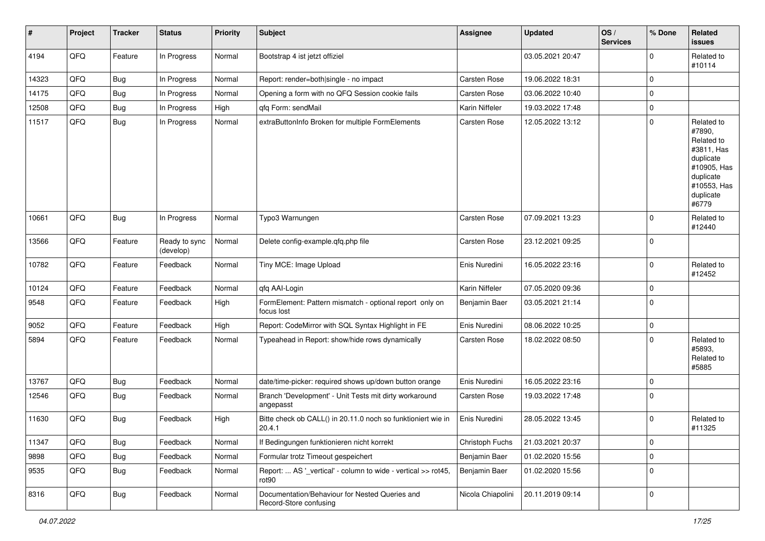| # | Project | Tracker | Status | Priority | Subject | Assignee | Updated | OS / Services | % Done | Related issues |
|---|---|---|---|---|---|---|---|---|---|---|
| 4194 | QFQ | Feature | In Progress | Normal | Bootstrap 4 ist jetzt offiziel | | 03.05.2021 20:47 | | 0 | Related to #10114 |
| 14323 | QFQ | Bug | In Progress | Normal | Report: render=both\|single - no impact | Carsten Rose | 19.06.2022 18:31 | | 0 | |
| 14175 | QFQ | Bug | In Progress | Normal | Opening a form with no QFQ Session cookie fails | Carsten Rose | 03.06.2022 10:40 | | 0 | |
| 12508 | QFQ | Bug | In Progress | High | qfq Form: sendMail | Karin Niffeler | 19.03.2022 17:48 | | 0 | |
| 11517 | QFQ | Bug | In Progress | Normal | extraButtonInfo Broken for multiple FormElements | Carsten Rose | 12.05.2022 13:12 | | 0 | Related to #7890, Related to #3811, Has duplicate #10905, Has duplicate #10553, Has duplicate #6779 |
| 10661 | QFQ | Bug | In Progress | Normal | Typo3 Warnungen | Carsten Rose | 07.09.2021 13:23 | | 0 | Related to #12440 |
| 13566 | QFQ | Feature | Ready to sync (develop) | Normal | Delete config-example.qfq.php file | Carsten Rose | 23.12.2021 09:25 | | 0 | |
| 10782 | QFQ | Feature | Feedback | Normal | Tiny MCE: Image Upload | Enis Nuredini | 16.05.2022 23:16 | | 0 | Related to #12452 |
| 10124 | QFQ | Feature | Feedback | Normal | qfq AAI-Login | Karin Niffeler | 07.05.2020 09:36 | | 0 | |
| 9548 | QFQ | Feature | Feedback | High | FormElement: Pattern mismatch - optional report only on focus lost | Benjamin Baer | 03.05.2021 21:14 | | 0 | |
| 9052 | QFQ | Feature | Feedback | High | Report: CodeMirror with SQL Syntax Highlight in FE | Enis Nuredini | 08.06.2022 10:25 | | 0 | |
| 5894 | QFQ | Feature | Feedback | Normal | Typeahead in Report: show/hide rows dynamically | Carsten Rose | 18.02.2022 08:50 | | 0 | Related to #5893, Related to #5885 |
| 13767 | QFQ | Bug | Feedback | Normal | date/time-picker: required shows up/down button orange | Enis Nuredini | 16.05.2022 23:16 | | 0 | |
| 12546 | QFQ | Bug | Feedback | Normal | Branch 'Development' - Unit Tests mit dirty workaround angepasst | Carsten Rose | 19.03.2022 17:48 | | 0 | |
| 11630 | QFQ | Bug | Feedback | High | Bitte check ob CALL() in 20.11.0 noch so funktioniert wie in 20.4.1 | Enis Nuredini | 28.05.2022 13:45 | | 0 | Related to #11325 |
| 11347 | QFQ | Bug | Feedback | Normal | If Bedingungen funktionieren nicht korrekt | Christoph Fuchs | 21.03.2021 20:37 | | 0 | |
| 9898 | QFQ | Bug | Feedback | Normal | Formular trotz Timeout gespeichert | Benjamin Baer | 01.02.2020 15:56 | | 0 | |
| 9535 | QFQ | Bug | Feedback | Normal | Report: ... AS '_vertical' - column to wide - vertical >> rot45, rot90 | Benjamin Baer | 01.02.2020 15:56 | | 0 | |
| 8316 | QFQ | Bug | Feedback | Normal | Documentation/Behaviour for Nested Queries and Record-Store confusing | Nicola Chiapolini | 20.11.2019 09:14 | | 0 | |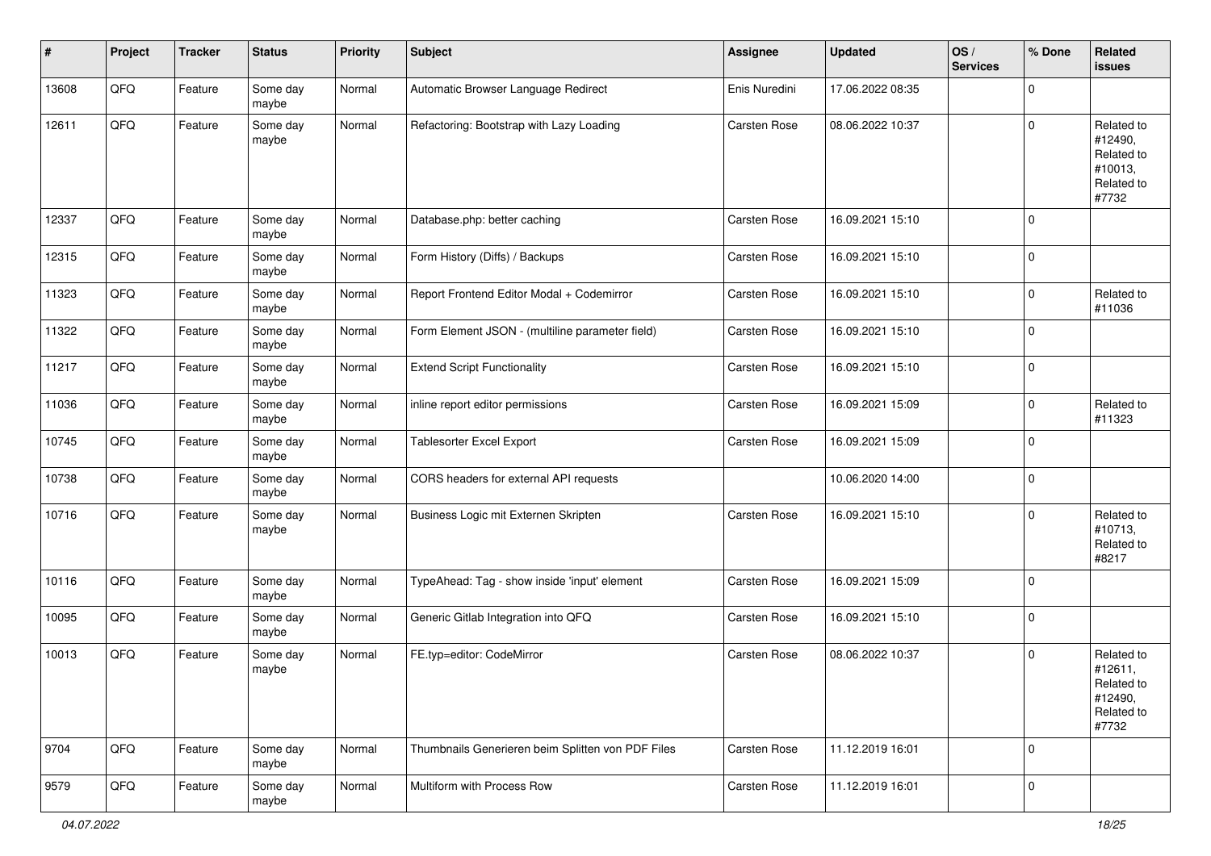| # | Project | Tracker | Status | Priority | Subject | Assignee | Updated | OS / Services | % Done | Related issues |
|---|---|---|---|---|---|---|---|---|---|---|
| 13608 | QFQ | Feature | Some day maybe | Normal | Automatic Browser Language Redirect | Enis Nuredini | 17.06.2022 08:35 | | 0 | |
| 12611 | QFQ | Feature | Some day maybe | Normal | Refactoring: Bootstrap with Lazy Loading | Carsten Rose | 08.06.2022 10:37 | | 0 | Related to #12490, Related to #10013, Related to #7732 |
| 12337 | QFQ | Feature | Some day maybe | Normal | Database.php: better caching | Carsten Rose | 16.09.2021 15:10 | | 0 | |
| 12315 | QFQ | Feature | Some day maybe | Normal | Form History (Diffs) / Backups | Carsten Rose | 16.09.2021 15:10 | | 0 | |
| 11323 | QFQ | Feature | Some day maybe | Normal | Report Frontend Editor Modal + Codemirror | Carsten Rose | 16.09.2021 15:10 | | 0 | Related to #11036 |
| 11322 | QFQ | Feature | Some day maybe | Normal | Form Element JSON - (multiline parameter field) | Carsten Rose | 16.09.2021 15:10 | | 0 | |
| 11217 | QFQ | Feature | Some day maybe | Normal | Extend Script Functionality | Carsten Rose | 16.09.2021 15:10 | | 0 | |
| 11036 | QFQ | Feature | Some day maybe | Normal | inline report editor permissions | Carsten Rose | 16.09.2021 15:09 | | 0 | Related to #11323 |
| 10745 | QFQ | Feature | Some day maybe | Normal | Tablesorter Excel Export | Carsten Rose | 16.09.2021 15:09 | | 0 | |
| 10738 | QFQ | Feature | Some day maybe | Normal | CORS headers for external API requests | | 10.06.2020 14:00 | | 0 | |
| 10716 | QFQ | Feature | Some day maybe | Normal | Business Logic mit Externen Skripten | Carsten Rose | 16.09.2021 15:10 | | 0 | Related to #10713, Related to #8217 |
| 10116 | QFQ | Feature | Some day maybe | Normal | TypeAhead: Tag - show inside 'input' element | Carsten Rose | 16.09.2021 15:09 | | 0 | |
| 10095 | QFQ | Feature | Some day maybe | Normal | Generic Gitlab Integration into QFQ | Carsten Rose | 16.09.2021 15:10 | | 0 | |
| 10013 | QFQ | Feature | Some day maybe | Normal | FE.typ=editor: CodeMirror | Carsten Rose | 08.06.2022 10:37 | | 0 | Related to #12611, Related to #12490, Related to #7732 |
| 9704 | QFQ | Feature | Some day maybe | Normal | Thumbnails Generieren beim Splitten von PDF Files | Carsten Rose | 11.12.2019 16:01 | | 0 | |
| 9579 | QFQ | Feature | Some day maybe | Normal | Multiform with Process Row | Carsten Rose | 11.12.2019 16:01 | | 0 | |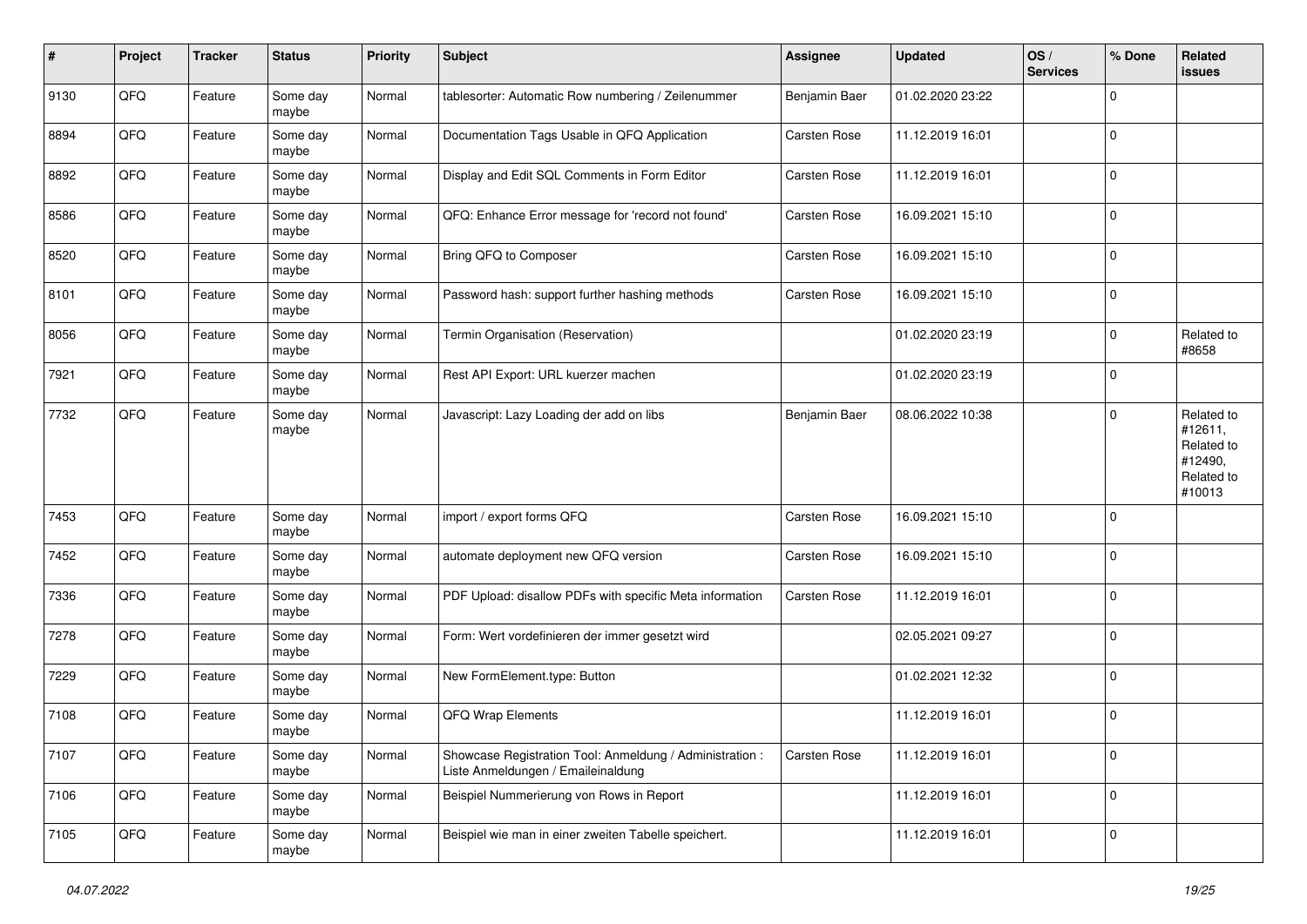| # | Project | Tracker | Status | Priority | Subject | Assignee | Updated | OS / Services | % Done | Related issues |
|---|---|---|---|---|---|---|---|---|---|---|
| 9130 | QFQ | Feature | Some day maybe | Normal | tablesorter: Automatic Row numbering / Zeilenummer | Benjamin Baer | 01.02.2020 23:22 | | 0 | |
| 8894 | QFQ | Feature | Some day maybe | Normal | Documentation Tags Usable in QFQ Application | Carsten Rose | 11.12.2019 16:01 | | 0 | |
| 8892 | QFQ | Feature | Some day maybe | Normal | Display and Edit SQL Comments in Form Editor | Carsten Rose | 11.12.2019 16:01 | | 0 | |
| 8586 | QFQ | Feature | Some day maybe | Normal | QFQ: Enhance Error message for 'record not found' | Carsten Rose | 16.09.2021 15:10 | | 0 | |
| 8520 | QFQ | Feature | Some day maybe | Normal | Bring QFQ to Composer | Carsten Rose | 16.09.2021 15:10 | | 0 | |
| 8101 | QFQ | Feature | Some day maybe | Normal | Password hash: support further hashing methods | Carsten Rose | 16.09.2021 15:10 | | 0 | |
| 8056 | QFQ | Feature | Some day maybe | Normal | Termin Organisation (Reservation) | | 01.02.2020 23:19 | | 0 | Related to #8658 |
| 7921 | QFQ | Feature | Some day maybe | Normal | Rest API Export: URL kuerzer machen | | 01.02.2020 23:19 | | 0 | |
| 7732 | QFQ | Feature | Some day maybe | Normal | Javascript: Lazy Loading der add on libs | Benjamin Baer | 08.06.2022 10:38 | | 0 | Related to #12611, Related to #12490, Related to #10013 |
| 7453 | QFQ | Feature | Some day maybe | Normal | import / export forms QFQ | Carsten Rose | 16.09.2021 15:10 | | 0 | |
| 7452 | QFQ | Feature | Some day maybe | Normal | automate deployment new QFQ version | Carsten Rose | 16.09.2021 15:10 | | 0 | |
| 7336 | QFQ | Feature | Some day maybe | Normal | PDF Upload: disallow PDFs with specific Meta information | Carsten Rose | 11.12.2019 16:01 | | 0 | |
| 7278 | QFQ | Feature | Some day maybe | Normal | Form: Wert vordefinieren der immer gesetzt wird | | 02.05.2021 09:27 | | 0 | |
| 7229 | QFQ | Feature | Some day maybe | Normal | New FormElement.type: Button | | 01.02.2021 12:32 | | 0 | |
| 7108 | QFQ | Feature | Some day maybe | Normal | QFQ Wrap Elements | | 11.12.2019 16:01 | | 0 | |
| 7107 | QFQ | Feature | Some day maybe | Normal | Showcase Registration Tool: Anmeldung / Administration : Liste Anmeldungen / Emaileinaldung | Carsten Rose | 11.12.2019 16:01 | | 0 | |
| 7106 | QFQ | Feature | Some day maybe | Normal | Beispiel Nummerierung von Rows in Report | | 11.12.2019 16:01 | | 0 | |
| 7105 | QFQ | Feature | Some day maybe | Normal | Beispiel wie man in einer zweiten Tabelle speichert. | | 11.12.2019 16:01 | | 0 | |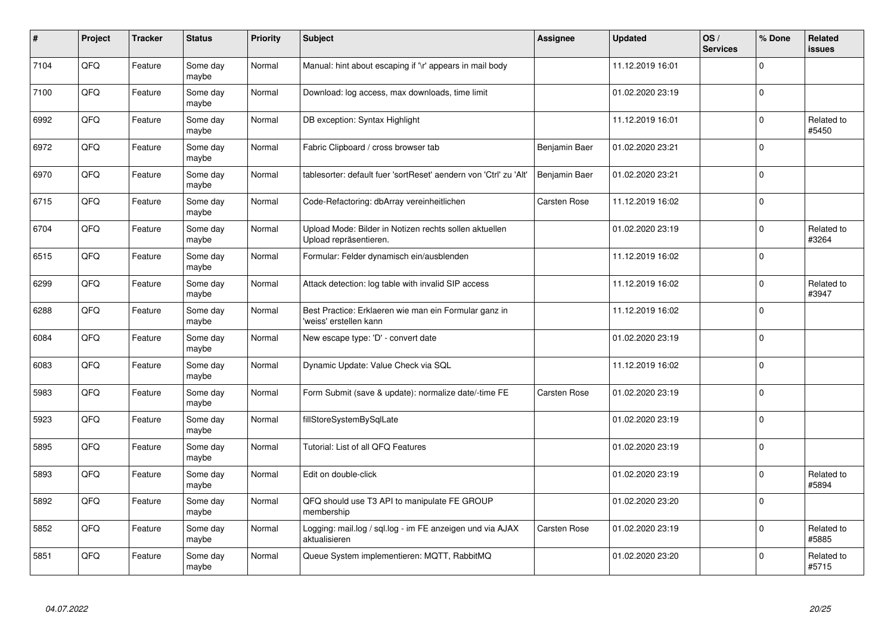| # | Project | Tracker | Status | Priority | Subject | Assignee | Updated | OS / Services | % Done | Related issues |
|---|---|---|---|---|---|---|---|---|---|---|
| 7104 | QFQ | Feature | Some day maybe | Normal | Manual: hint about escaping if '\r' appears in mail body | | 11.12.2019 16:01 | | 0 | |
| 7100 | QFQ | Feature | Some day maybe | Normal | Download: log access, max downloads, time limit | | 01.02.2020 23:19 | | 0 | |
| 6992 | QFQ | Feature | Some day maybe | Normal | DB exception: Syntax Highlight | | 11.12.2019 16:01 | | 0 | Related to #5450 |
| 6972 | QFQ | Feature | Some day maybe | Normal | Fabric Clipboard / cross browser tab | Benjamin Baer | 01.02.2020 23:21 | | 0 | |
| 6970 | QFQ | Feature | Some day maybe | Normal | tablesorter: default fuer 'sortReset' aendern von 'Ctrl' zu 'Alt' | Benjamin Baer | 01.02.2020 23:21 | | 0 | |
| 6715 | QFQ | Feature | Some day maybe | Normal | Code-Refactoring: dbArray vereinheitlichen | Carsten Rose | 11.12.2019 16:02 | | 0 | |
| 6704 | QFQ | Feature | Some day maybe | Normal | Upload Mode: Bilder in Notizen rechts sollen aktuellen Upload repräsentieren. | | 01.02.2020 23:19 | | 0 | Related to #3264 |
| 6515 | QFQ | Feature | Some day maybe | Normal | Formular: Felder dynamisch ein/ausblenden | | 11.12.2019 16:02 | | 0 | |
| 6299 | QFQ | Feature | Some day maybe | Normal | Attack detection: log table with invalid SIP access | | 11.12.2019 16:02 | | 0 | Related to #3947 |
| 6288 | QFQ | Feature | Some day maybe | Normal | Best Practice: Erklaeren wie man ein Formular ganz in 'weiss' erstellen kann | | 11.12.2019 16:02 | | 0 | |
| 6084 | QFQ | Feature | Some day maybe | Normal | New escape type: 'D' - convert date | | 01.02.2020 23:19 | | 0 | |
| 6083 | QFQ | Feature | Some day maybe | Normal | Dynamic Update: Value Check via SQL | | 11.12.2019 16:02 | | 0 | |
| 5983 | QFQ | Feature | Some day maybe | Normal | Form Submit (save & update): normalize date/-time FE | Carsten Rose | 01.02.2020 23:19 | | 0 | |
| 5923 | QFQ | Feature | Some day maybe | Normal | fillStoreSystemBySqlLate | | 01.02.2020 23:19 | | 0 | |
| 5895 | QFQ | Feature | Some day maybe | Normal | Tutorial: List of all QFQ Features | | 01.02.2020 23:19 | | 0 | |
| 5893 | QFQ | Feature | Some day maybe | Normal | Edit on double-click | | 01.02.2020 23:19 | | 0 | Related to #5894 |
| 5892 | QFQ | Feature | Some day maybe | Normal | QFQ should use T3 API to manipulate FE GROUP membership | | 01.02.2020 23:20 | | 0 | |
| 5852 | QFQ | Feature | Some day maybe | Normal | Logging: mail.log / sql.log - im FE anzeigen und via AJAX aktualisieren | Carsten Rose | 01.02.2020 23:19 | | 0 | Related to #5885 |
| 5851 | QFQ | Feature | Some day maybe | Normal | Queue System implementieren: MQTT, RabbitMQ | | 01.02.2020 23:20 | | 0 | Related to #5715 |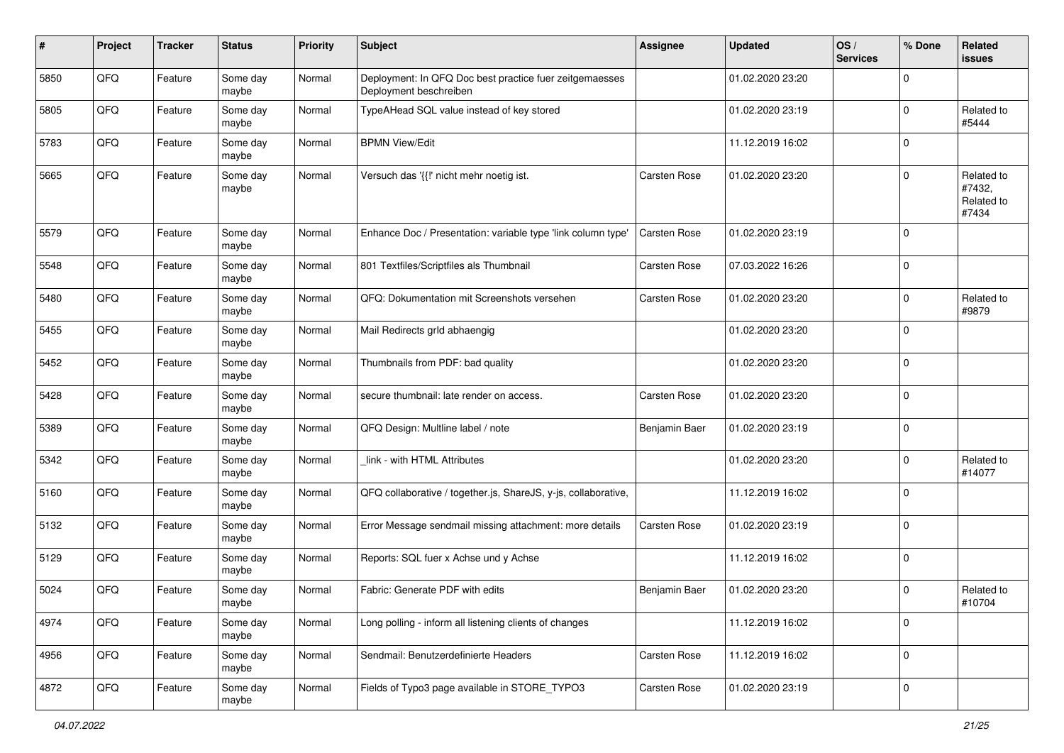| # | Project | Tracker | Status | Priority | Subject | Assignee | Updated | OS / Services | % Done | Related issues |
|---|---|---|---|---|---|---|---|---|---|---|
| 5850 | QFQ | Feature | Some day maybe | Normal | Deployment: In QFQ Doc best practice fuer zeitgemaesses Deployment beschreiben | | 01.02.2020 23:20 | | 0 | |
| 5805 | QFQ | Feature | Some day maybe | Normal | TypeAHead SQL value instead of key stored | | 01.02.2020 23:19 | | 0 | Related to #5444 |
| 5783 | QFQ | Feature | Some day maybe | Normal | BPMN View/Edit | | 11.12.2019 16:02 | | 0 | |
| 5665 | QFQ | Feature | Some day maybe | Normal | Versuch das '{{!' nicht mehr noetig ist. | Carsten Rose | 01.02.2020 23:20 | | 0 | Related to #7432, Related to #7434 |
| 5579 | QFQ | Feature | Some day maybe | Normal | Enhance Doc / Presentation: variable type 'link column type' | Carsten Rose | 01.02.2020 23:19 | | 0 | |
| 5548 | QFQ | Feature | Some day maybe | Normal | 801 Textfiles/Scriptfiles als Thumbnail | Carsten Rose | 07.03.2022 16:26 | | 0 | |
| 5480 | QFQ | Feature | Some day maybe | Normal | QFQ: Dokumentation mit Screenshots versehen | Carsten Rose | 01.02.2020 23:20 | | 0 | Related to #9879 |
| 5455 | QFQ | Feature | Some day maybe | Normal | Mail Redirects grId abhaengig | | 01.02.2020 23:20 | | 0 | |
| 5452 | QFQ | Feature | Some day maybe | Normal | Thumbnails from PDF: bad quality | | 01.02.2020 23:20 | | 0 | |
| 5428 | QFQ | Feature | Some day maybe | Normal | secure thumbnail: late render on access. | Carsten Rose | 01.02.2020 23:20 | | 0 | |
| 5389 | QFQ | Feature | Some day maybe | Normal | QFQ Design: Multline label / note | Benjamin Baer | 01.02.2020 23:19 | | 0 | |
| 5342 | QFQ | Feature | Some day maybe | Normal | _link - with HTML Attributes | | 01.02.2020 23:20 | | 0 | Related to #14077 |
| 5160 | QFQ | Feature | Some day maybe | Normal | QFQ collaborative / together.js, ShareJS, y-js, collaborative, | | 11.12.2019 16:02 | | 0 | |
| 5132 | QFQ | Feature | Some day maybe | Normal | Error Message sendmail missing attachment: more details | Carsten Rose | 01.02.2020 23:19 | | 0 | |
| 5129 | QFQ | Feature | Some day maybe | Normal | Reports: SQL fuer x Achse und y Achse | | 11.12.2019 16:02 | | 0 | |
| 5024 | QFQ | Feature | Some day maybe | Normal | Fabric: Generate PDF with edits | Benjamin Baer | 01.02.2020 23:20 | | 0 | Related to #10704 |
| 4974 | QFQ | Feature | Some day maybe | Normal | Long polling - inform all listening clients of changes | | 11.12.2019 16:02 | | 0 | |
| 4956 | QFQ | Feature | Some day maybe | Normal | Sendmail: Benutzerdefinierte Headers | Carsten Rose | 11.12.2019 16:02 | | 0 | |
| 4872 | QFQ | Feature | Some day maybe | Normal | Fields of Typo3 page available in STORE_TYPO3 | Carsten Rose | 01.02.2020 23:19 | | 0 | |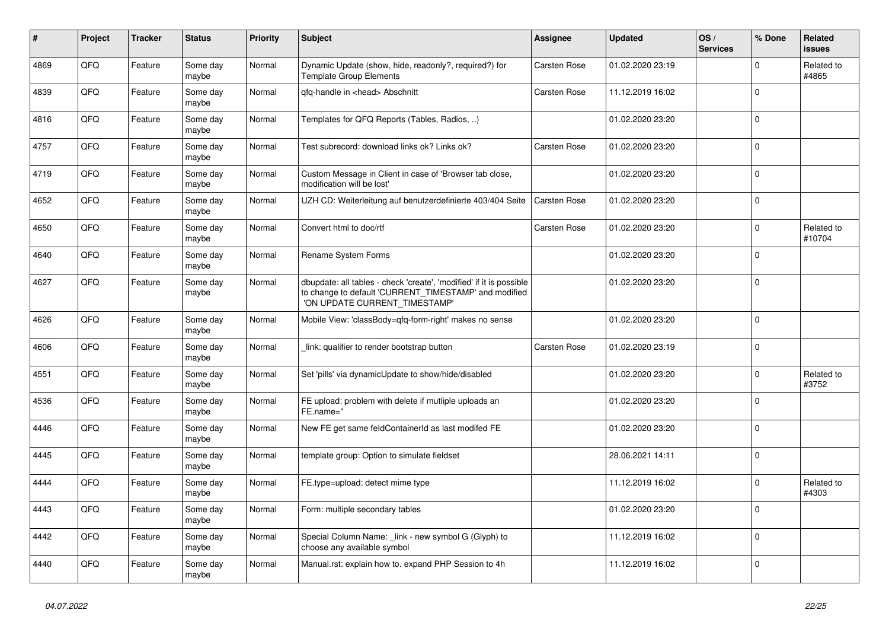| # | Project | Tracker | Status | Priority | Subject | Assignee | Updated | OS / Services | % Done | Related issues |
|---|---|---|---|---|---|---|---|---|---|---|
| 4869 | QFQ | Feature | Some day maybe | Normal | Dynamic Update (show, hide, readonly?, required?) for Template Group Elements | Carsten Rose | 01.02.2020 23:19 | | 0 | Related to #4865 |
| 4839 | QFQ | Feature | Some day maybe | Normal | qfq-handle in <head> Abschnitt | Carsten Rose | 11.12.2019 16:02 | | 0 | |
| 4816 | QFQ | Feature | Some day maybe | Normal | Templates for QFQ Reports (Tables, Radios, ..) | | 01.02.2020 23:20 | | 0 | |
| 4757 | QFQ | Feature | Some day maybe | Normal | Test subrecord: download links ok? Links ok? | Carsten Rose | 01.02.2020 23:20 | | 0 | |
| 4719 | QFQ | Feature | Some day maybe | Normal | Custom Message in Client in case of 'Browser tab close, modification will be lost' | | 01.02.2020 23:20 | | 0 | |
| 4652 | QFQ | Feature | Some day maybe | Normal | UZH CD: Weiterleitung auf benutzerdefinierte 403/404 Seite | Carsten Rose | 01.02.2020 23:20 | | 0 | |
| 4650 | QFQ | Feature | Some day maybe | Normal | Convert html to doc/rtf | Carsten Rose | 01.02.2020 23:20 | | 0 | Related to #10704 |
| 4640 | QFQ | Feature | Some day maybe | Normal | Rename System Forms | | 01.02.2020 23:20 | | 0 | |
| 4627 | QFQ | Feature | Some day maybe | Normal | dbupdate: all tables - check 'create', 'modified' if it is possible to change to default 'CURRENT_TIMESTAMP' and modified 'ON UPDATE CURRENT_TIMESTAMP' | | 01.02.2020 23:20 | | 0 | |
| 4626 | QFQ | Feature | Some day maybe | Normal | Mobile View: 'classBody=qfq-form-right' makes no sense | | 01.02.2020 23:20 | | 0 | |
| 4606 | QFQ | Feature | Some day maybe | Normal | _link: qualifier to render bootstrap button | Carsten Rose | 01.02.2020 23:19 | | 0 | |
| 4551 | QFQ | Feature | Some day maybe | Normal | Set 'pills' via dynamicUpdate to show/hide/disabled | | 01.02.2020 23:20 | | 0 | Related to #3752 |
| 4536 | QFQ | Feature | Some day maybe | Normal | FE upload: problem with delete if mutliple uploads an FE.name='' | | 01.02.2020 23:20 | | 0 | |
| 4446 | QFQ | Feature | Some day maybe | Normal | New FE get same feldContainerId as last modifed FE | | 01.02.2020 23:20 | | 0 | |
| 4445 | QFQ | Feature | Some day maybe | Normal | template group: Option to simulate fieldset | | 28.06.2021 14:11 | | 0 | |
| 4444 | QFQ | Feature | Some day maybe | Normal | FE.type=upload: detect mime type | | 11.12.2019 16:02 | | 0 | Related to #4303 |
| 4443 | QFQ | Feature | Some day maybe | Normal | Form: multiple secondary tables | | 01.02.2020 23:20 | | 0 | |
| 4442 | QFQ | Feature | Some day maybe | Normal | Special Column Name: _link - new symbol G (Glyph) to choose any available symbol | | 11.12.2019 16:02 | | 0 | |
| 4440 | QFQ | Feature | Some day maybe | Normal | Manual.rst: explain how to. expand PHP Session to 4h | | 11.12.2019 16:02 | | 0 | |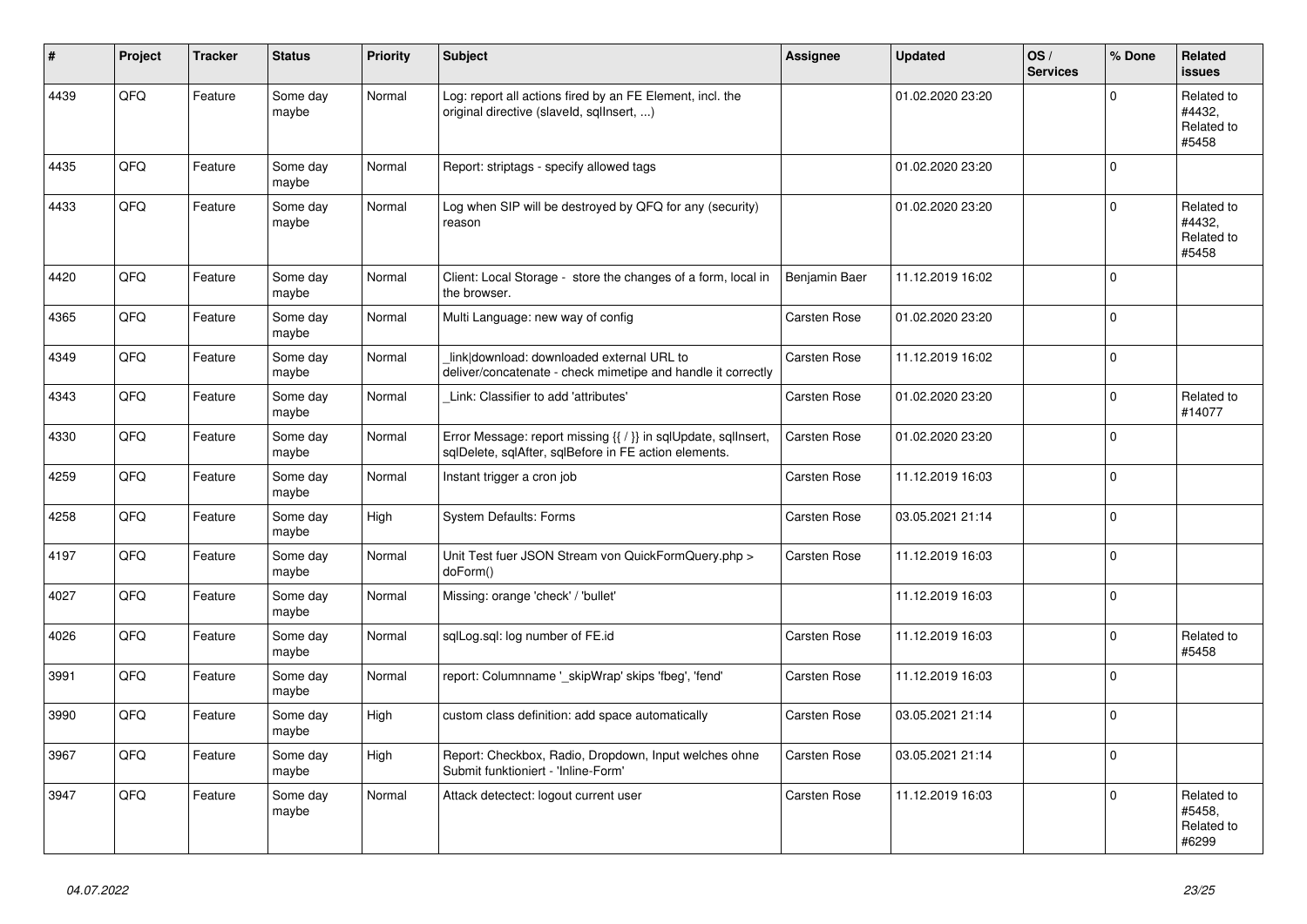| # | Project | Tracker | Status | Priority | Subject | Assignee | Updated | OS / Services | % Done | Related issues |
|---|---|---|---|---|---|---|---|---|---|---|
| 4439 | QFQ | Feature | Some day maybe | Normal | Log: report all actions fired by an FE Element, incl. the original directive (slaveId, sqlInsert, ...) | | 01.02.2020 23:20 | | 0 | Related to #4432, Related to #5458 |
| 4435 | QFQ | Feature | Some day maybe | Normal | Report: striptags - specify allowed tags | | 01.02.2020 23:20 | | 0 | |
| 4433 | QFQ | Feature | Some day maybe | Normal | Log when SIP will be destroyed by QFQ for any (security) reason | | 01.02.2020 23:20 | | 0 | Related to #4432, Related to #5458 |
| 4420 | QFQ | Feature | Some day maybe | Normal | Client: Local Storage - store the changes of a form, local in the browser. | Benjamin Baer | 11.12.2019 16:02 | | 0 | |
| 4365 | QFQ | Feature | Some day maybe | Normal | Multi Language: new way of config | Carsten Rose | 01.02.2020 23:20 | | 0 | |
| 4349 | QFQ | Feature | Some day maybe | Normal | _link\|download: downloaded external URL to deliver/concatenate - check mimetipe and handle it correctly | Carsten Rose | 11.12.2019 16:02 | | 0 | |
| 4343 | QFQ | Feature | Some day maybe | Normal | _Link: Classifier to add 'attributes' | Carsten Rose | 01.02.2020 23:20 | | 0 | Related to #14077 |
| 4330 | QFQ | Feature | Some day maybe | Normal | Error Message: report missing {{ / }} in sqlUpdate, sqlInsert, sqlDelete, sqlAfter, sqlBefore in FE action elements. | Carsten Rose | 01.02.2020 23:20 | | 0 | |
| 4259 | QFQ | Feature | Some day maybe | Normal | Instant trigger a cron job | Carsten Rose | 11.12.2019 16:03 | | 0 | |
| 4258 | QFQ | Feature | Some day maybe | High | System Defaults: Forms | Carsten Rose | 03.05.2021 21:14 | | 0 | |
| 4197 | QFQ | Feature | Some day maybe | Normal | Unit Test fuer JSON Stream von QuickFormQuery.php > doForm() | Carsten Rose | 11.12.2019 16:03 | | 0 | |
| 4027 | QFQ | Feature | Some day maybe | Normal | Missing: orange 'check' / 'bullet' | | 11.12.2019 16:03 | | 0 | |
| 4026 | QFQ | Feature | Some day maybe | Normal | sqlLog.sql: log number of FE.id | Carsten Rose | 11.12.2019 16:03 | | 0 | Related to #5458 |
| 3991 | QFQ | Feature | Some day maybe | Normal | report: Columnname '_skipWrap' skips 'fbeg', 'fend' | Carsten Rose | 11.12.2019 16:03 | | 0 | |
| 3990 | QFQ | Feature | Some day maybe | High | custom class definition: add space automatically | Carsten Rose | 03.05.2021 21:14 | | 0 | |
| 3967 | QFQ | Feature | Some day maybe | High | Report: Checkbox, Radio, Dropdown, Input welches ohne Submit funktioniert - 'Inline-Form' | Carsten Rose | 03.05.2021 21:14 | | 0 | |
| 3947 | QFQ | Feature | Some day maybe | Normal | Attack detectect: logout current user | Carsten Rose | 11.12.2019 16:03 | | 0 | Related to #5458, Related to #6299 |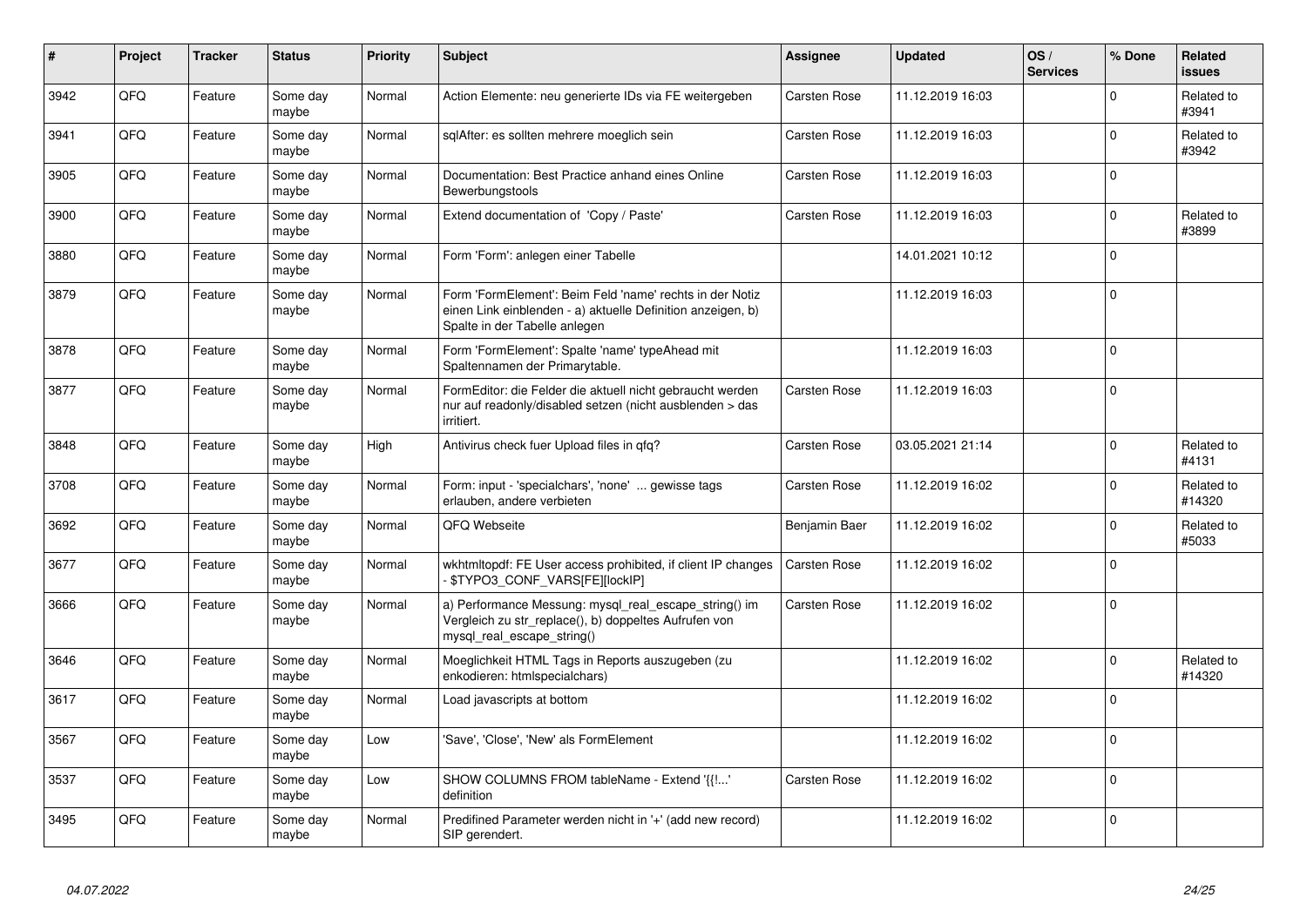| # | Project | Tracker | Status | Priority | Subject | Assignee | Updated | OS / Services | % Done | Related issues |
|---|---|---|---|---|---|---|---|---|---|---|
| 3942 | QFQ | Feature | Some day maybe | Normal | Action Elemente: neu generierte IDs via FE weitergeben | Carsten Rose | 11.12.2019 16:03 | | 0 | Related to #3941 |
| 3941 | QFQ | Feature | Some day maybe | Normal | sqlAfter: es sollten mehrere moeglich sein | Carsten Rose | 11.12.2019 16:03 | | 0 | Related to #3942 |
| 3905 | QFQ | Feature | Some day maybe | Normal | Documentation: Best Practice anhand eines Online Bewerbungstools | Carsten Rose | 11.12.2019 16:03 | | 0 | |
| 3900 | QFQ | Feature | Some day maybe | Normal | Extend documentation of 'Copy / Paste' | Carsten Rose | 11.12.2019 16:03 | | 0 | Related to #3899 |
| 3880 | QFQ | Feature | Some day maybe | Normal | Form 'Form': anlegen einer Tabelle | | 14.01.2021 10:12 | | 0 | |
| 3879 | QFQ | Feature | Some day maybe | Normal | Form 'FormElement': Beim Feld 'name' rechts in der Notiz einen Link einblenden - a) aktuelle Definition anzeigen, b) Spalte in der Tabelle anlegen | | 11.12.2019 16:03 | | 0 | |
| 3878 | QFQ | Feature | Some day maybe | Normal | Form 'FormElement': Spalte 'name' typeAhead mit Spaltennamen der Primarytable. | | 11.12.2019 16:03 | | 0 | |
| 3877 | QFQ | Feature | Some day maybe | Normal | FormEditor: die Felder die aktuell nicht gebraucht werden nur auf readonly/disabled setzen (nicht ausblenden > das irritiert. | Carsten Rose | 11.12.2019 16:03 | | 0 | |
| 3848 | QFQ | Feature | Some day maybe | High | Antivirus check fuer Upload files in qfq? | Carsten Rose | 03.05.2021 21:14 | | 0 | Related to #4131 |
| 3708 | QFQ | Feature | Some day maybe | Normal | Form: input - 'specialchars', 'none' ... gewisse tags erlauben, andere verbieten | Carsten Rose | 11.12.2019 16:02 | | 0 | Related to #14320 |
| 3692 | QFQ | Feature | Some day maybe | Normal | QFQ Webseite | Benjamin Baer | 11.12.2019 16:02 | | 0 | Related to #5033 |
| 3677 | QFQ | Feature | Some day maybe | Normal | wkhtmltopdf: FE User access prohibited, if client IP changes - $TYPO3_CONF_VARS[FE][lockIP] | Carsten Rose | 11.12.2019 16:02 | | 0 | |
| 3666 | QFQ | Feature | Some day maybe | Normal | a) Performance Messung: mysql_real_escape_string() im Vergleich zu str_replace(), b) doppeltes Aufrufen von mysql_real_escape_string() | Carsten Rose | 11.12.2019 16:02 | | 0 | |
| 3646 | QFQ | Feature | Some day maybe | Normal | Moeglichkeit HTML Tags in Reports auszugeben (zu enkodieren: htmlspecialchars) | | 11.12.2019 16:02 | | 0 | Related to #14320 |
| 3617 | QFQ | Feature | Some day maybe | Normal | Load javascripts at bottom | | 11.12.2019 16:02 | | 0 | |
| 3567 | QFQ | Feature | Some day maybe | Low | 'Save', 'Close', 'New' als FormElement | | 11.12.2019 16:02 | | 0 | |
| 3537 | QFQ | Feature | Some day maybe | Low | SHOW COLUMNS FROM tableName - Extend '{{!...' definition | Carsten Rose | 11.12.2019 16:02 | | 0 | |
| 3495 | QFQ | Feature | Some day maybe | Normal | Predifined Parameter werden nicht in '+' (add new record) SIP gerendert. | | 11.12.2019 16:02 | | 0 | |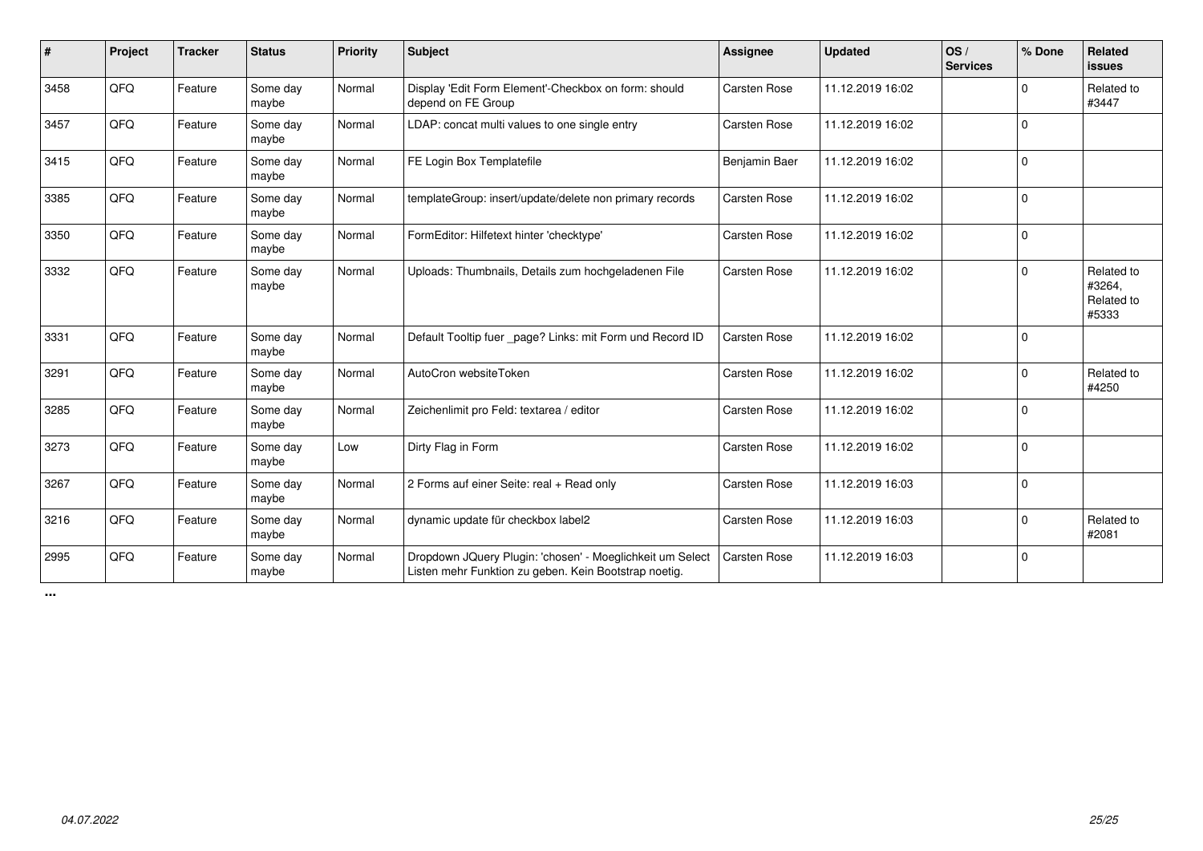| # | Project | Tracker | Status | Priority | Subject | Assignee | Updated | OS / Services | % Done | Related issues |
| --- | --- | --- | --- | --- | --- | --- | --- | --- | --- | --- |
| 3458 | QFQ | Feature | Some day maybe | Normal | Display 'Edit Form Element'-Checkbox on form: should depend on FE Group | Carsten Rose | 11.12.2019 16:02 | | 0 | Related to #3447 |
| 3457 | QFQ | Feature | Some day maybe | Normal | LDAP: concat multi values to one single entry | Carsten Rose | 11.12.2019 16:02 | | 0 | |
| 3415 | QFQ | Feature | Some day maybe | Normal | FE Login Box Templatefile | Benjamin Baer | 11.12.2019 16:02 | | 0 | |
| 3385 | QFQ | Feature | Some day maybe | Normal | templateGroup: insert/update/delete non primary records | Carsten Rose | 11.12.2019 16:02 | | 0 | |
| 3350 | QFQ | Feature | Some day maybe | Normal | FormEditor: Hilfetext hinter 'checktype' | Carsten Rose | 11.12.2019 16:02 | | 0 | |
| 3332 | QFQ | Feature | Some day maybe | Normal | Uploads: Thumbnails, Details zum hochgeladenen File | Carsten Rose | 11.12.2019 16:02 | | 0 | Related to #3264, Related to #5333 |
| 3331 | QFQ | Feature | Some day maybe | Normal | Default Tooltip fuer _page? Links: mit Form und Record ID | Carsten Rose | 11.12.2019 16:02 | | 0 | |
| 3291 | QFQ | Feature | Some day maybe | Normal | AutoCron websiteToken | Carsten Rose | 11.12.2019 16:02 | | 0 | Related to #4250 |
| 3285 | QFQ | Feature | Some day maybe | Normal | Zeichenlimit pro Feld: textarea / editor | Carsten Rose | 11.12.2019 16:02 | | 0 | |
| 3273 | QFQ | Feature | Some day maybe | Low | Dirty Flag in Form | Carsten Rose | 11.12.2019 16:02 | | 0 | |
| 3267 | QFQ | Feature | Some day maybe | Normal | 2 Forms auf einer Seite: real + Read only | Carsten Rose | 11.12.2019 16:03 | | 0 | |
| 3216 | QFQ | Feature | Some day maybe | Normal | dynamic update für checkbox label2 | Carsten Rose | 11.12.2019 16:03 | | 0 | Related to #2081 |
| 2995 | QFQ | Feature | Some day maybe | Normal | Dropdown JQuery Plugin: 'chosen' - Moeglichkeit um Select Listen mehr Funktion zu geben. Kein Bootstrap noetig. | Carsten Rose | 11.12.2019 16:03 | | 0 | |

...